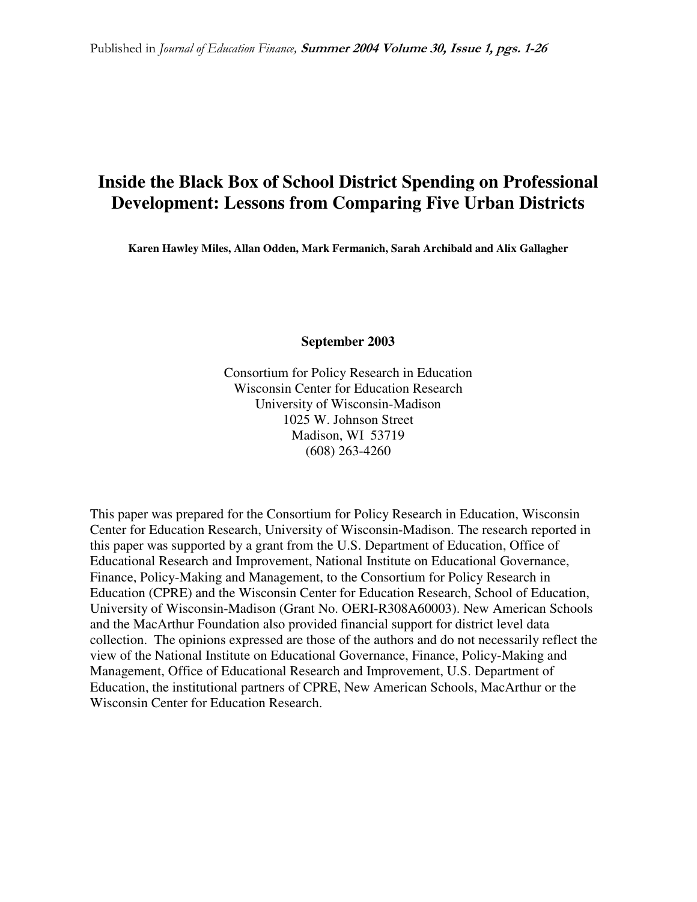Published in *Journal of Education Finance*, **Summer 2004 Volume 30, Issue 1, pgs. 1-26**

# Inside the Black Box of School District Spending on Professional Development: Lessons from Comparing Five Urban Districts

**Karen Hawley Miles, Allan Odden, Mark Fermanich, Sarah Archibald and Alix Gallagher**

**September 2003**

Consortium for Policy Research in Education
Wisconsin Center for Education Research
University of Wisconsin-Madison
1025 W. Johnson Street
Madison, WI 53719
(608) 263-4260

This paper was prepared for the Consortium for Policy Research in Education, Wisconsin Center for Education Research, University of Wisconsin-Madison. The research reported in this paper was supported by a grant from the U.S. Department of Education, Office of Educational Research and Improvement, National Institute on Educational Governance, Finance, Policy-Making and Management, to the Consortium for Policy Research in Education (CPRE) and the Wisconsin Center for Education Research, School of Education, University of Wisconsin-Madison (Grant No. OERI-R308A60003). New American Schools and the MacArthur Foundation also provided financial support for district level data collection. The opinions expressed are those of the authors and do not necessarily reflect the view of the National Institute on Educational Governance, Finance, Policy-Making and Management, Office of Educational Research and Improvement, U.S. Department of Education, the institutional partners of CPRE, New American Schools, MacArthur or the Wisconsin Center for Education Research.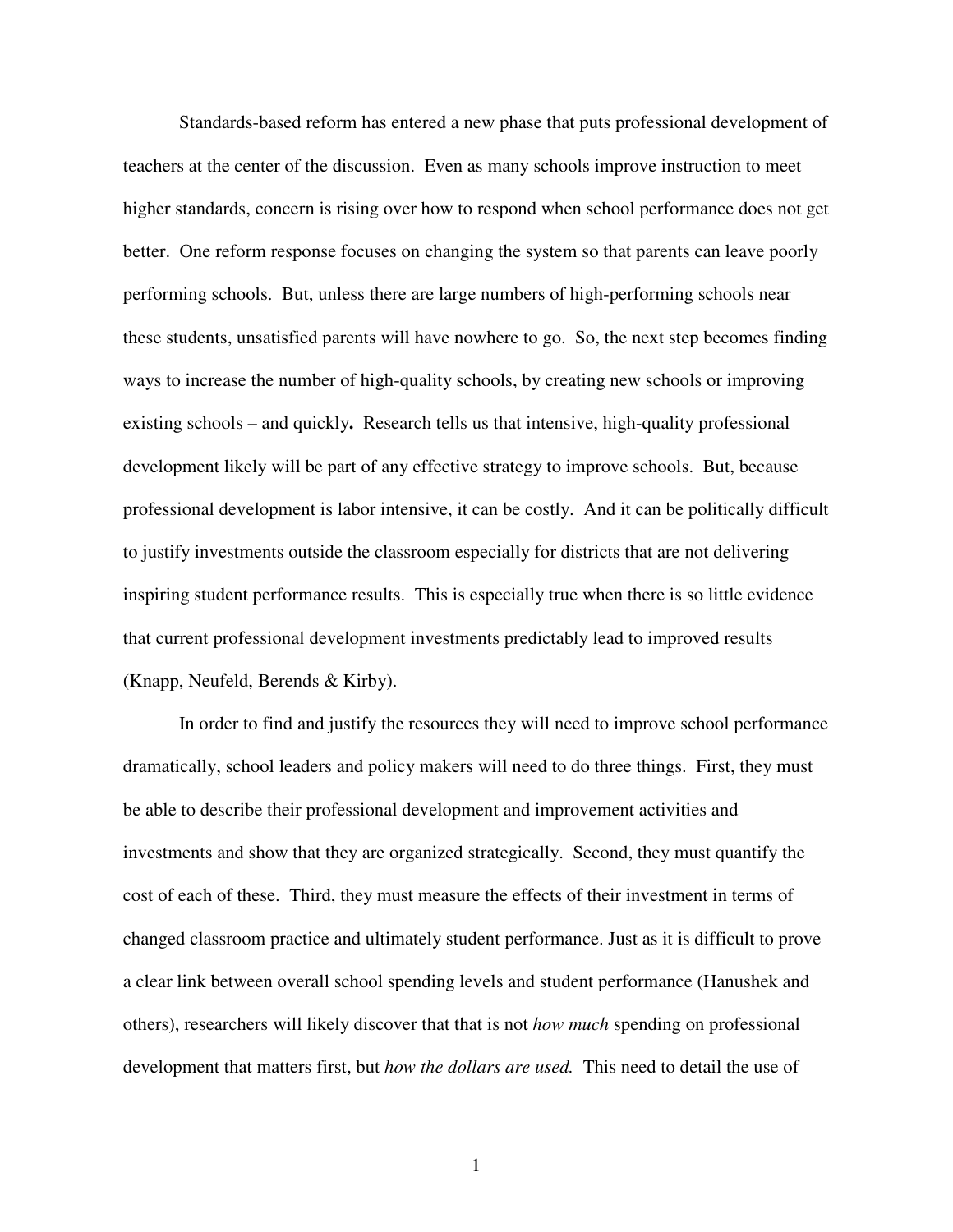Standards-based reform has entered a new phase that puts professional development of teachers at the center of the discussion. Even as many schools improve instruction to meet higher standards, concern is rising over how to respond when school performance does not get better. One reform response focuses on changing the system so that parents can leave poorly performing schools. But, unless there are large numbers of high-performing schools near these students, unsatisfied parents will have nowhere to go. So, the next step becomes finding ways to increase the number of high-quality schools, by creating new schools or improving existing schools – and quickly**.** Research tells us that intensive, high-quality professional development likely will be part of any effective strategy to improve schools. But, because professional development is labor intensive, it can be costly. And it can be politically difficult to justify investments outside the classroom especially for districts that are not delivering inspiring student performance results. This is especially true when there is so little evidence that current professional development investments predictably lead to improved results (Knapp, Neufeld, Berends & Kirby).

In order to find and justify the resources they will need to improve school performance dramatically, school leaders and policy makers will need to do three things. First, they must be able to describe their professional development and improvement activities and investments and show that they are organized strategically. Second, they must quantify the cost of each of these. Third, they must measure the effects of their investment in terms of changed classroom practice and ultimately student performance. Just as it is difficult to prove a clear link between overall school spending levels and student performance (Hanushek and others), researchers will likely discover that that is not *how much* spending on professional development that matters first, but *how the dollars are used.* This need to detail the use of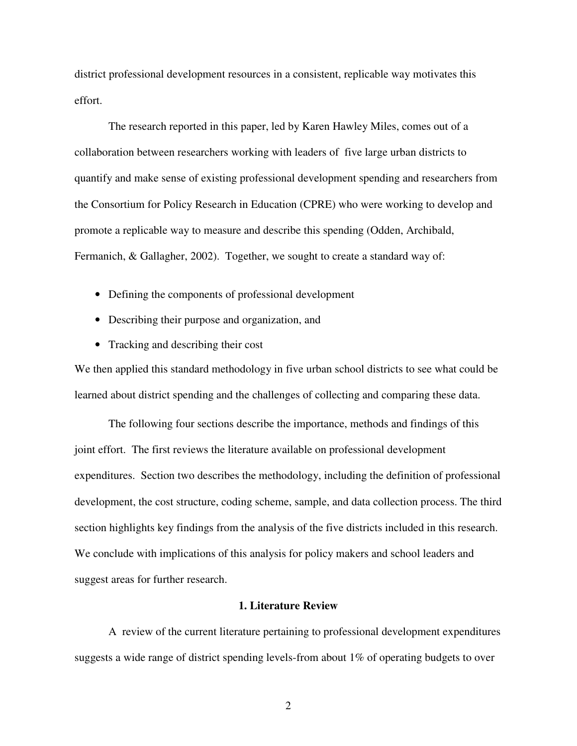district professional development resources in a consistent, replicable way motivates this effort.

The research reported in this paper, led by Karen Hawley Miles, comes out of a collaboration between researchers working with leaders of five large urban districts to quantify and make sense of existing professional development spending and researchers from the Consortium for Policy Research in Education (CPRE) who were working to develop and promote a replicable way to measure and describe this spending (Odden, Archibald, Fermanich, & Gallagher, 2002). Together, we sought to create a standard way of:

- Defining the components of professional development
- Describing their purpose and organization, and
- Tracking and describing their cost

We then applied this standard methodology in five urban school districts to see what could be learned about district spending and the challenges of collecting and comparing these data.

The following four sections describe the importance, methods and findings of this joint effort. The first reviews the literature available on professional development expenditures. Section two describes the methodology, including the definition of professional development, the cost structure, coding scheme, sample, and data collection process. The third section highlights key findings from the analysis of the five districts included in this research. We conclude with implications of this analysis for policy makers and school leaders and suggest areas for further research.

## 1. Literature Review

A review of the current literature pertaining to professional development expenditures suggests a wide range of district spending levels-from about 1% of operating budgets to over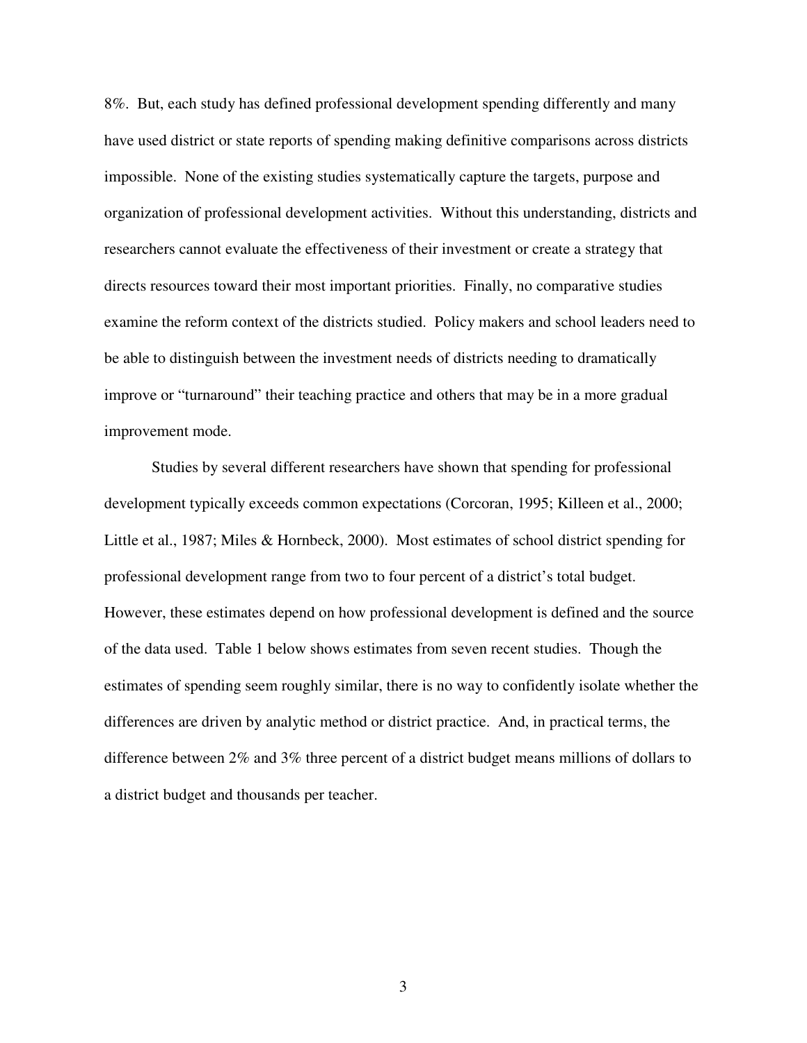8%. But, each study has defined professional development spending differently and many have used district or state reports of spending making definitive comparisons across districts impossible. None of the existing studies systematically capture the targets, purpose and organization of professional development activities. Without this understanding, districts and researchers cannot evaluate the effectiveness of their investment or create a strategy that directs resources toward their most important priorities. Finally, no comparative studies examine the reform context of the districts studied. Policy makers and school leaders need to be able to distinguish between the investment needs of districts needing to dramatically improve or "turnaround" their teaching practice and others that may be in a more gradual improvement mode.

Studies by several different researchers have shown that spending for professional development typically exceeds common expectations (Corcoran, 1995; Killeen et al., 2000; Little et al., 1987; Miles & Hornbeck, 2000). Most estimates of school district spending for professional development range from two to four percent of a district's total budget. However, these estimates depend on how professional development is defined and the source of the data used. Table 1 below shows estimates from seven recent studies. Though the estimates of spending seem roughly similar, there is no way to confidently isolate whether the differences are driven by analytic method or district practice. And, in practical terms, the difference between 2% and 3% three percent of a district budget means millions of dollars to a district budget and thousands per teacher.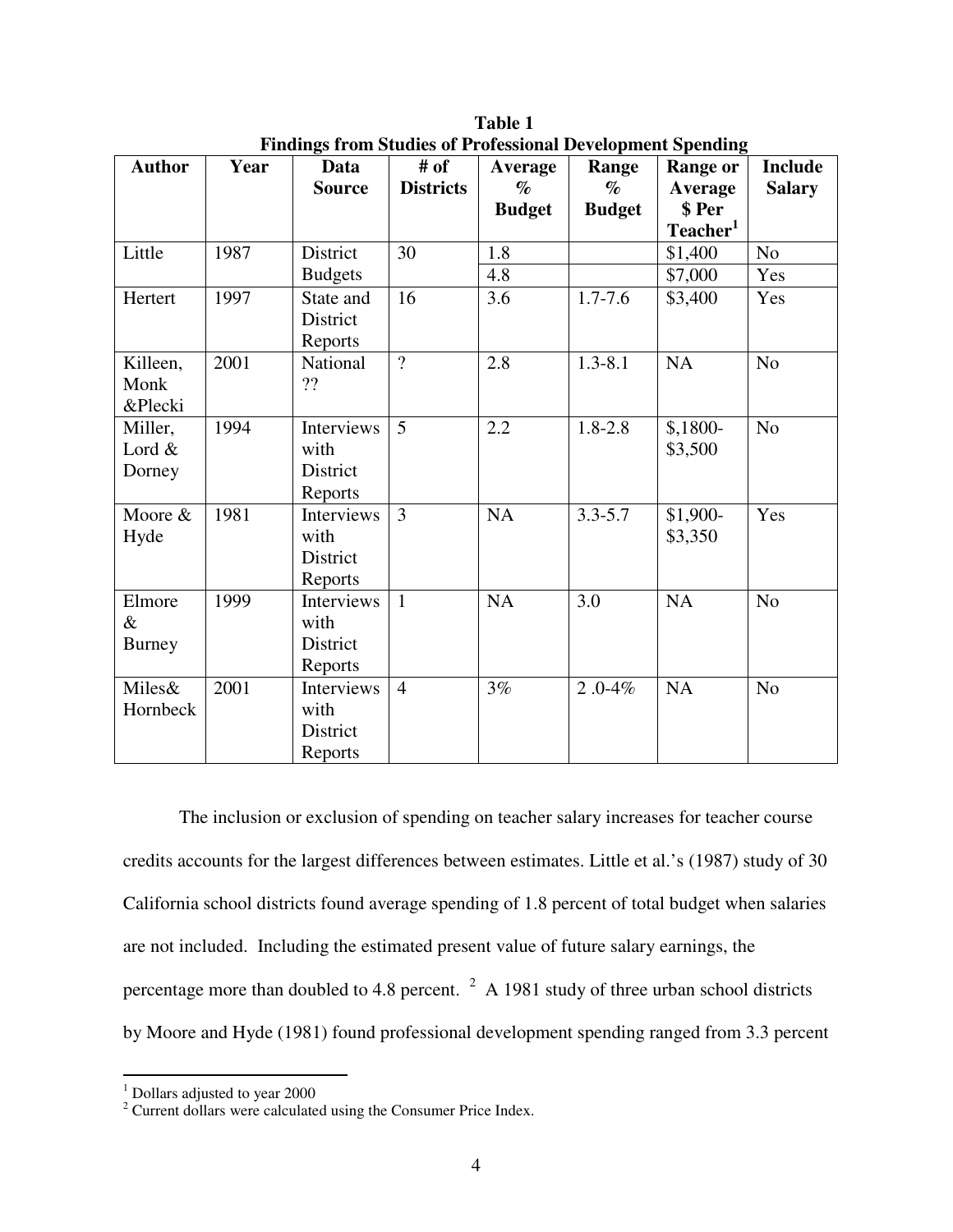**Table 1**
**Findings from Studies of Professional Development Spending**

| Author | Year | Data Source | # of Districts | Average % Budget | Range % Budget | Range or Average $ Per Teacher[1] | Include Salary |
|---|---|---|---|---|---|---|---|
| Little | 1987 | District Budgets | 30 | 1.8 | | $1,400 | No |
| | | | | 4.8 | | $7,000 | Yes |
| Hertert | 1997 | State and District Reports | 16 | 3.6 | 1.7-7.6 | $3,400 | Yes |
| Killeen, Monk &Plecki | 2001 | National ?? | ? | 2.8 | 1.3-8.1 | NA | No |
| Miller, Lord & Dorney | 1994 | Interviews with District Reports | 5 | 2.2 | 1.8-2.8 | $,1800-$3,500 | No |
| Moore & Hyde | 1981 | Interviews with District Reports | 3 | NA | 3.3-5.7 | $1,900-$3,350 | Yes |
| Elmore & Burney | 1999 | Interviews with District Reports | 1 | NA | 3.0 | NA | No |
| Miles& Hornbeck | 2001 | Interviews with District Reports | 4 | 3% | 2 .0-4% | NA | No |

The inclusion or exclusion of spending on teacher salary increases for teacher course credits accounts for the largest differences between estimates. Little et al.'s (1987) study of 30 California school districts found average spending of 1.8 percent of total budget when salaries are not included. Including the estimated present value of future salary earnings, the percentage more than doubled to 4.8 percent. [2] A 1981 study of three urban school districts by Moore and Hyde (1981) found professional development spending ranged from 3.3 percent

---

[1] Dollars adjusted to year 2000

[2] Current dollars were calculated using the Consumer Price Index.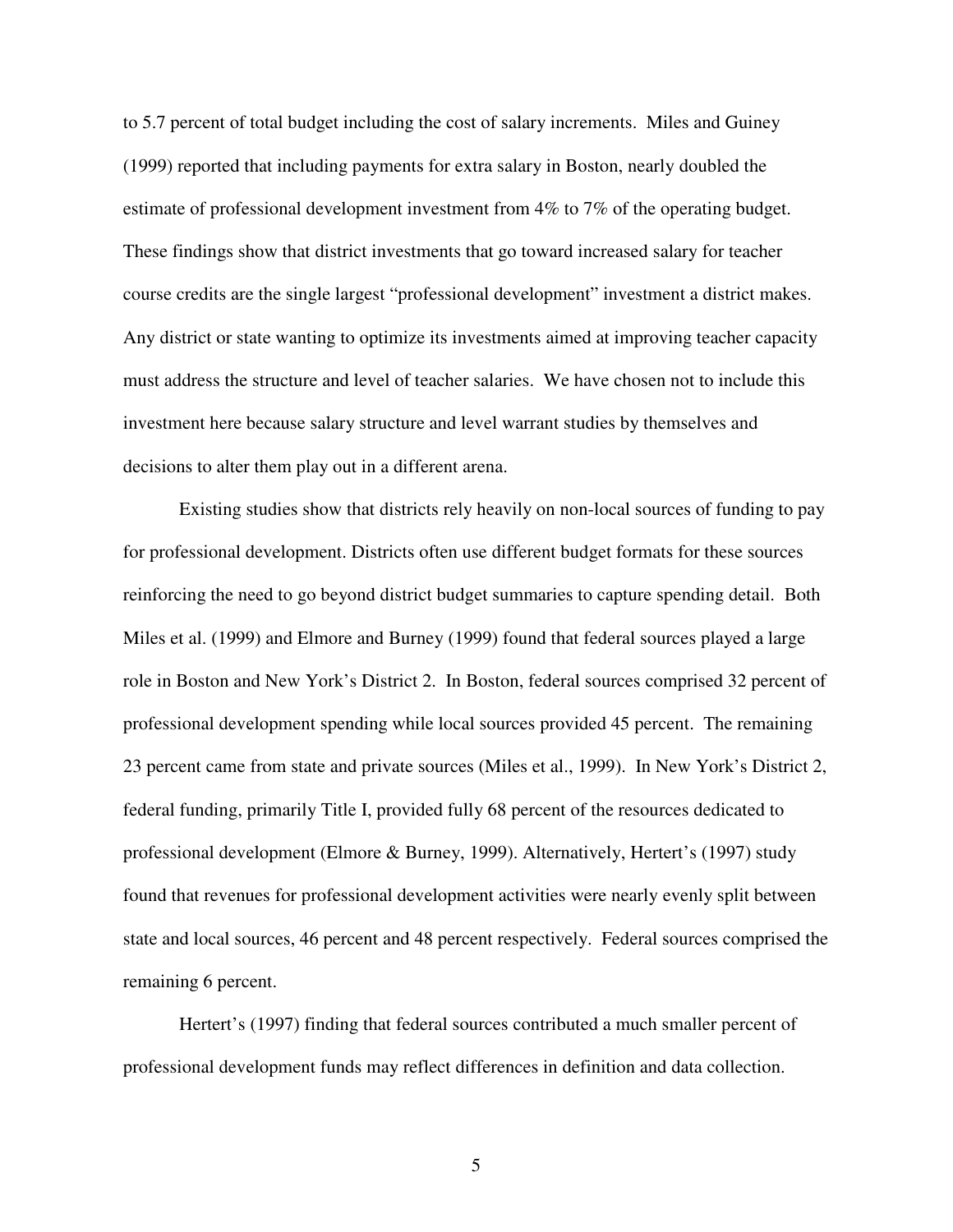to 5.7 percent of total budget including the cost of salary increments. Miles and Guiney (1999) reported that including payments for extra salary in Boston, nearly doubled the estimate of professional development investment from 4% to 7% of the operating budget. These findings show that district investments that go toward increased salary for teacher course credits are the single largest "professional development" investment a district makes. Any district or state wanting to optimize its investments aimed at improving teacher capacity must address the structure and level of teacher salaries. We have chosen not to include this investment here because salary structure and level warrant studies by themselves and decisions to alter them play out in a different arena.

Existing studies show that districts rely heavily on non-local sources of funding to pay for professional development. Districts often use different budget formats for these sources reinforcing the need to go beyond district budget summaries to capture spending detail. Both Miles et al. (1999) and Elmore and Burney (1999) found that federal sources played a large role in Boston and New York's District 2. In Boston, federal sources comprised 32 percent of professional development spending while local sources provided 45 percent. The remaining 23 percent came from state and private sources (Miles et al., 1999). In New York's District 2, federal funding, primarily Title I, provided fully 68 percent of the resources dedicated to professional development (Elmore & Burney, 1999). Alternatively, Hertert's (1997) study found that revenues for professional development activities were nearly evenly split between state and local sources, 46 percent and 48 percent respectively. Federal sources comprised the remaining 6 percent.

Hertert's (1997) finding that federal sources contributed a much smaller percent of professional development funds may reflect differences in definition and data collection.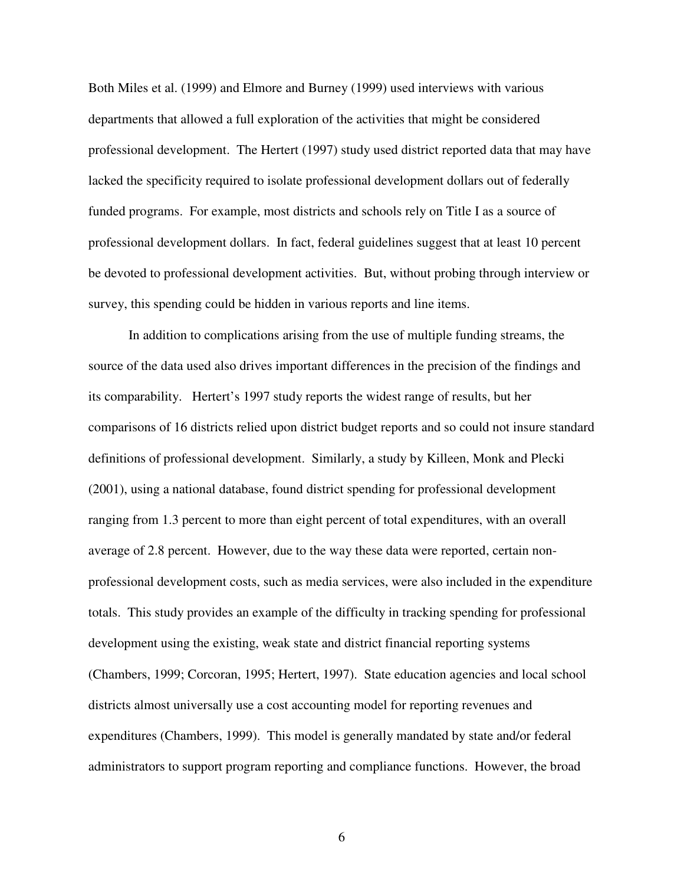Both Miles et al. (1999) and Elmore and Burney (1999) used interviews with various departments that allowed a full exploration of the activities that might be considered professional development. The Hertert (1997) study used district reported data that may have lacked the specificity required to isolate professional development dollars out of federally funded programs. For example, most districts and schools rely on Title I as a source of professional development dollars. In fact, federal guidelines suggest that at least 10 percent be devoted to professional development activities. But, without probing through interview or survey, this spending could be hidden in various reports and line items.

In addition to complications arising from the use of multiple funding streams, the source of the data used also drives important differences in the precision of the findings and its comparability. Hertert's 1997 study reports the widest range of results, but her comparisons of 16 districts relied upon district budget reports and so could not insure standard definitions of professional development. Similarly, a study by Killeen, Monk and Plecki (2001), using a national database, found district spending for professional development ranging from 1.3 percent to more than eight percent of total expenditures, with an overall average of 2.8 percent. However, due to the way these data were reported, certain non-professional development costs, such as media services, were also included in the expenditure totals. This study provides an example of the difficulty in tracking spending for professional development using the existing, weak state and district financial reporting systems (Chambers, 1999; Corcoran, 1995; Hertert, 1997). State education agencies and local school districts almost universally use a cost accounting model for reporting revenues and expenditures (Chambers, 1999). This model is generally mandated by state and/or federal administrators to support program reporting and compliance functions. However, the broad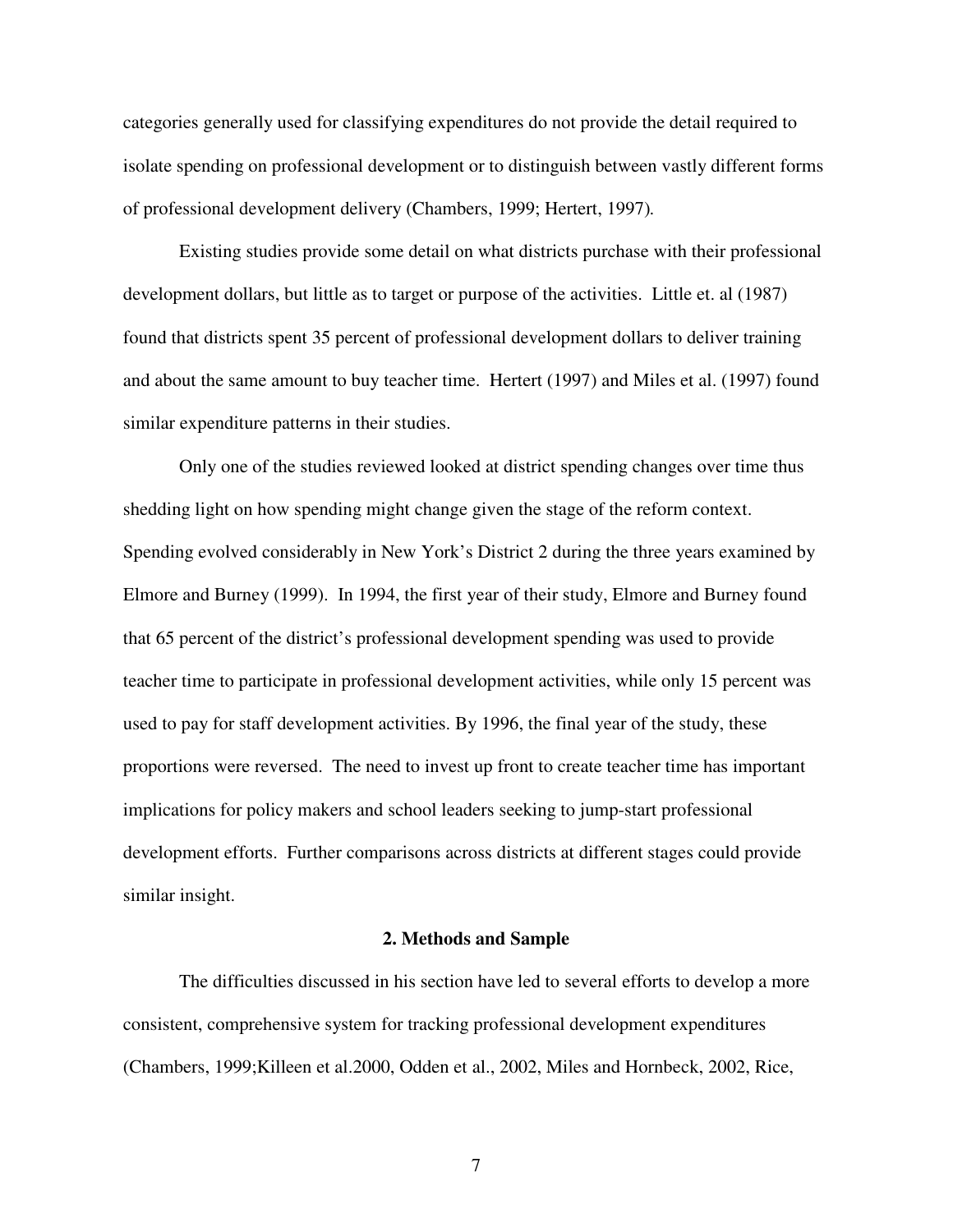categories generally used for classifying expenditures do not provide the detail required to isolate spending on professional development or to distinguish between vastly different forms of professional development delivery (Chambers, 1999; Hertert, 1997).

Existing studies provide some detail on what districts purchase with their professional development dollars, but little as to target or purpose of the activities. Little et. al (1987) found that districts spent 35 percent of professional development dollars to deliver training and about the same amount to buy teacher time. Hertert (1997) and Miles et al. (1997) found similar expenditure patterns in their studies.

Only one of the studies reviewed looked at district spending changes over time thus shedding light on how spending might change given the stage of the reform context. Spending evolved considerably in New York's District 2 during the three years examined by Elmore and Burney (1999). In 1994, the first year of their study, Elmore and Burney found that 65 percent of the district's professional development spending was used to provide teacher time to participate in professional development activities, while only 15 percent was used to pay for staff development activities. By 1996, the final year of the study, these proportions were reversed. The need to invest up front to create teacher time has important implications for policy makers and school leaders seeking to jump-start professional development efforts. Further comparisons across districts at different stages could provide similar insight.

## 2. Methods and Sample

The difficulties discussed in his section have led to several efforts to develop a more consistent, comprehensive system for tracking professional development expenditures (Chambers, 1999;Killeen et al.2000, Odden et al., 2002, Miles and Hornbeck, 2002, Rice,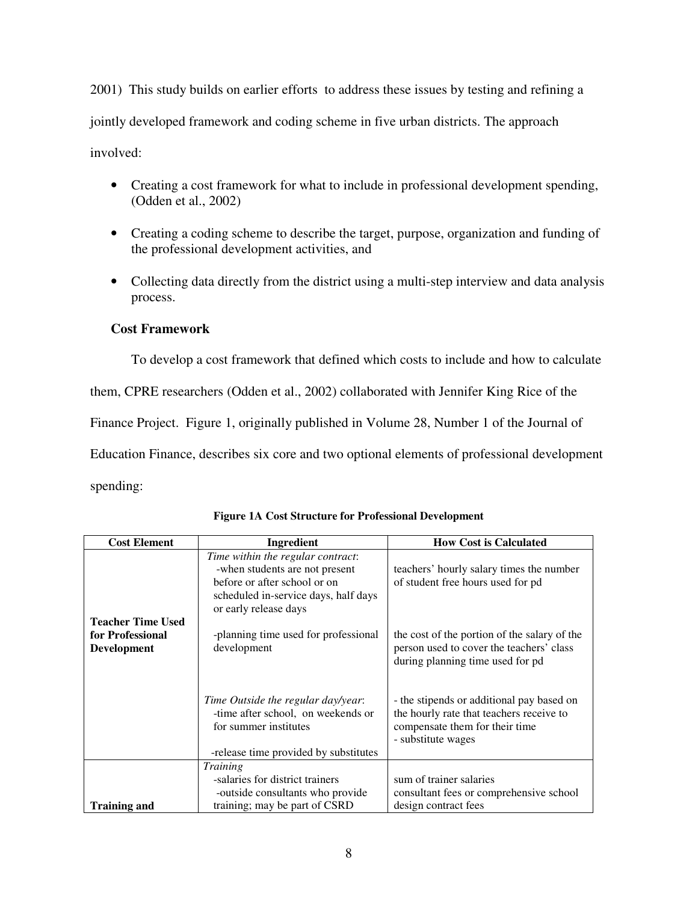2001) This study builds on earlier efforts to address these issues by testing and refining a jointly developed framework and coding scheme in five urban districts. The approach involved:

- Creating a cost framework for what to include in professional development spending, (Odden et al., 2002)
- Creating a coding scheme to describe the target, purpose, organization and funding of the professional development activities, and
- Collecting data directly from the district using a multi-step interview and data analysis process.

### Cost Framework

To develop a cost framework that defined which costs to include and how to calculate them, CPRE researchers (Odden et al., 2002) collaborated with Jennifer King Rice of the Finance Project. Figure 1, originally published in Volume 28, Number 1 of the Journal of Education Finance, describes six core and two optional elements of professional development spending:

**Figure 1A Cost Structure for Professional Development**

| Cost Element | Ingredient | How Cost is Calculated |
|---|---|---|
| **Teacher Time Used for Professional Development** | *Time within the regular contract*:<br>-when students are not present before or after school or on scheduled in-service days, half days or early release days | teachers' hourly salary times the number of student free hours used for pd |
| | -planning time used for professional development | the cost of the portion of the salary of the person used to cover the teachers' class during planning time used for pd |
| | *Time Outside the regular day/year*:<br>-time after school, on weekends or for summer institutes<br><br>-release time provided by substitutes | - the stipends or additional pay based on the hourly rate that teachers receive to compensate them for their time<br>- substitute wages |
| **Training and** | *Training*<br>-salaries for district trainers<br>-outside consultants who provide training; may be part of CSRD | sum of trainer salaries<br>consultant fees or comprehensive school design contract fees |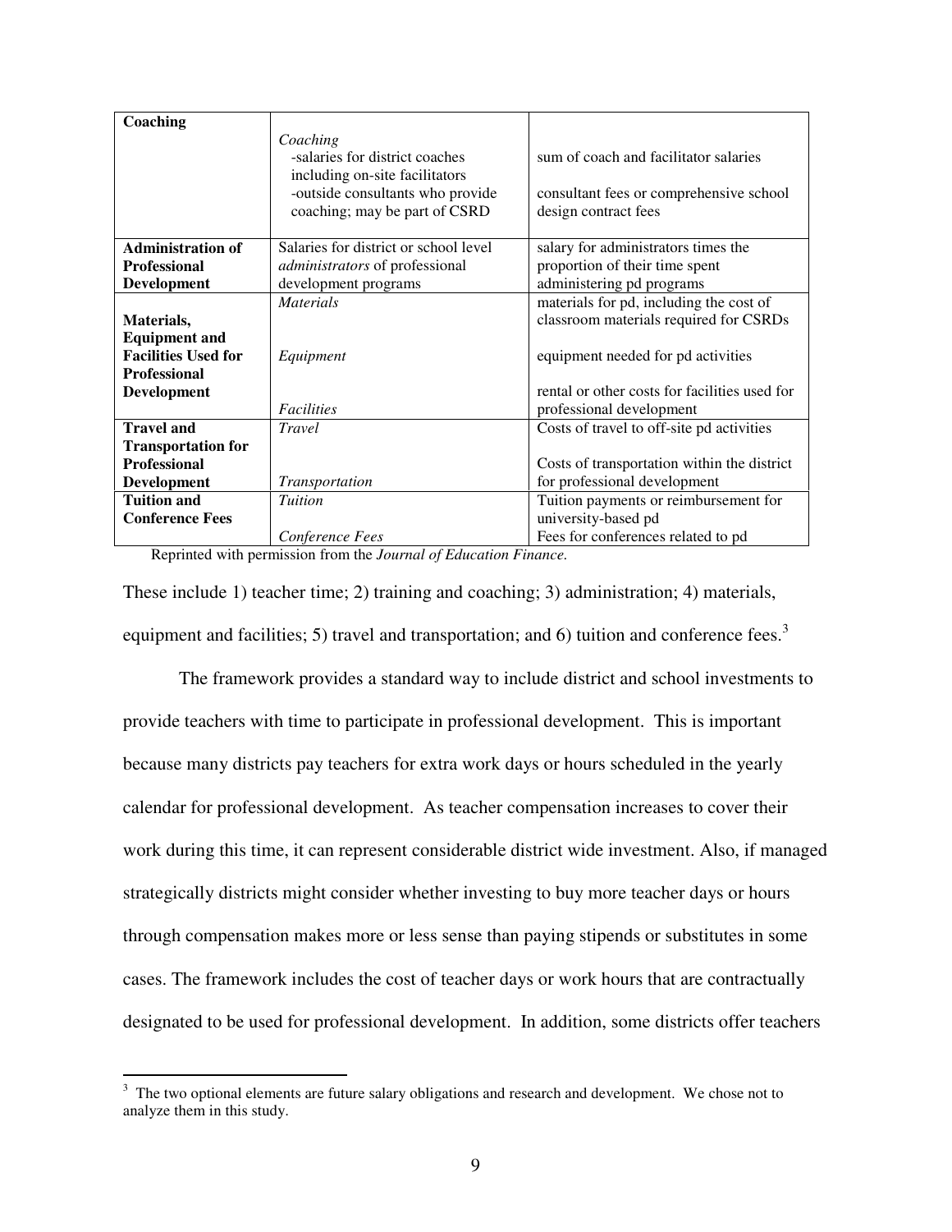| | | |
|---|---|---|
| **Coaching** | *Coaching*<br>-salaries for district coaches including on-site facilitators<br>-outside consultants who provide coaching; may be part of CSRD | sum of coach and facilitator salaries<br><br>consultant fees or comprehensive school design contract fees |
| **Administration of Professional Development** | Salaries for district or school level *administrators* of professional development programs | salary for administrators times the proportion of their time spent administering pd programs |
| **Materials, Equipment and Facilities Used for Professional Development** | *Materials*<br><br>*Equipment*<br><br>*Facilities* | materials for pd, including the cost of classroom materials required for CSRDs<br><br>equipment needed for pd activities<br><br>rental or other costs for facilities used for professional development |
| **Travel and Transportation for Professional Development** | *Travel*<br><br>*Transportation* | Costs of travel to off-site pd activities<br><br>Costs of transportation within the district for professional development |
| **Tuition and Conference Fees** | *Tuition*<br><br>*Conference Fees* | Tuition payments or reimbursement for university-based pd<br>Fees for conferences related to pd |

Reprinted with permission from the *Journal of Education Finance.*

These include 1) teacher time; 2) training and coaching; 3) administration; 4) materials, equipment and facilities; 5) travel and transportation; and 6) tuition and conference fees.[3]

The framework provides a standard way to include district and school investments to provide teachers with time to participate in professional development. This is important because many districts pay teachers for extra work days or hours scheduled in the yearly calendar for professional development. As teacher compensation increases to cover their work during this time, it can represent considerable district wide investment. Also, if managed strategically districts might consider whether investing to buy more teacher days or hours through compensation makes more or less sense than paying stipends or substitutes in some cases. The framework includes the cost of teacher days or work hours that are contractually designated to be used for professional development. In addition, some districts offer teachers

[3] The two optional elements are future salary obligations and research and development. We chose not to analyze them in this study.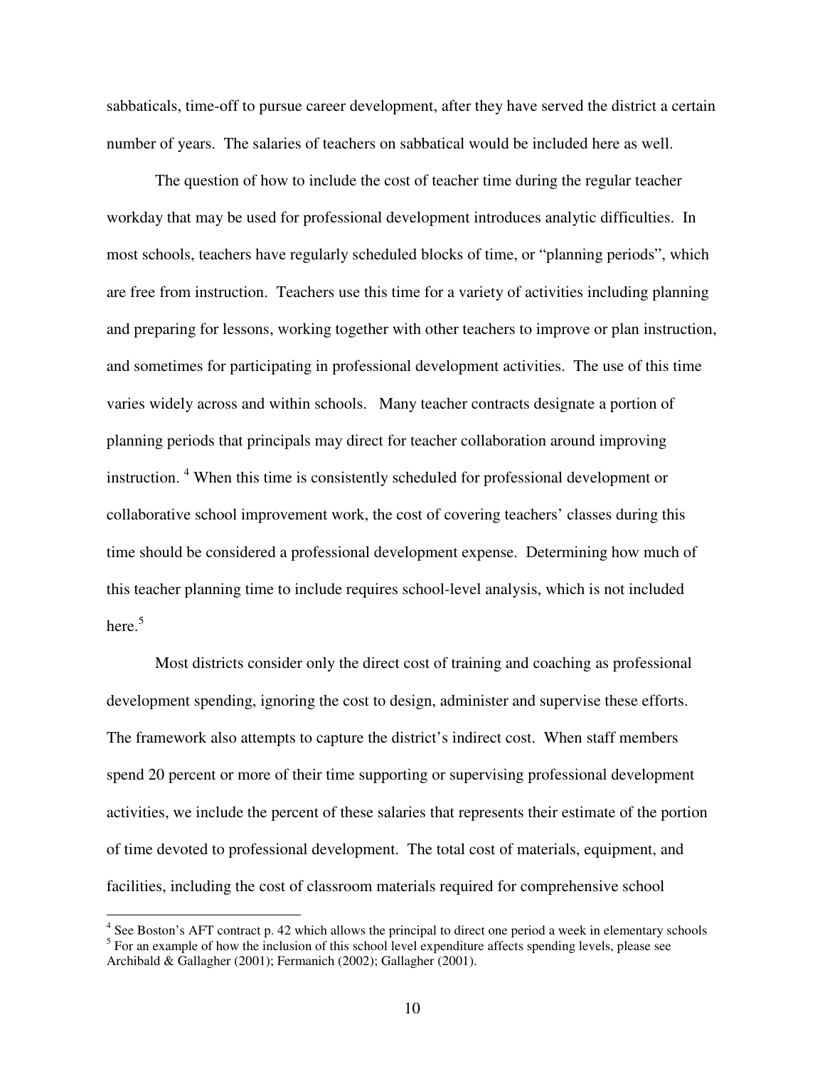sabbaticals, time-off to pursue career development, after they have served the district a certain number of years. The salaries of teachers on sabbatical would be included here as well.

The question of how to include the cost of teacher time during the regular teacher workday that may be used for professional development introduces analytic difficulties. In most schools, teachers have regularly scheduled blocks of time, or "planning periods", which are free from instruction. Teachers use this time for a variety of activities including planning and preparing for lessons, working together with other teachers to improve or plan instruction, and sometimes for participating in professional development activities. The use of this time varies widely across and within schools. Many teacher contracts designate a portion of planning periods that principals may direct for teacher collaboration around improving instruction. [4] When this time is consistently scheduled for professional development or collaborative school improvement work, the cost of covering teachers' classes during this time should be considered a professional development expense. Determining how much of this teacher planning time to include requires school-level analysis, which is not included here.[5]

Most districts consider only the direct cost of training and coaching as professional development spending, ignoring the cost to design, administer and supervise these efforts. The framework also attempts to capture the district's indirect cost. When staff members spend 20 percent or more of their time supporting or supervising professional development activities, we include the percent of these salaries that represents their estimate of the portion of time devoted to professional development. The total cost of materials, equipment, and facilities, including the cost of classroom materials required for comprehensive school

[4] See Boston's AFT contract p. 42 which allows the principal to direct one period a week in elementary schools

[5] For an example of how the inclusion of this school level expenditure affects spending levels, please see Archibald & Gallagher (2001); Fermanich (2002); Gallagher (2001).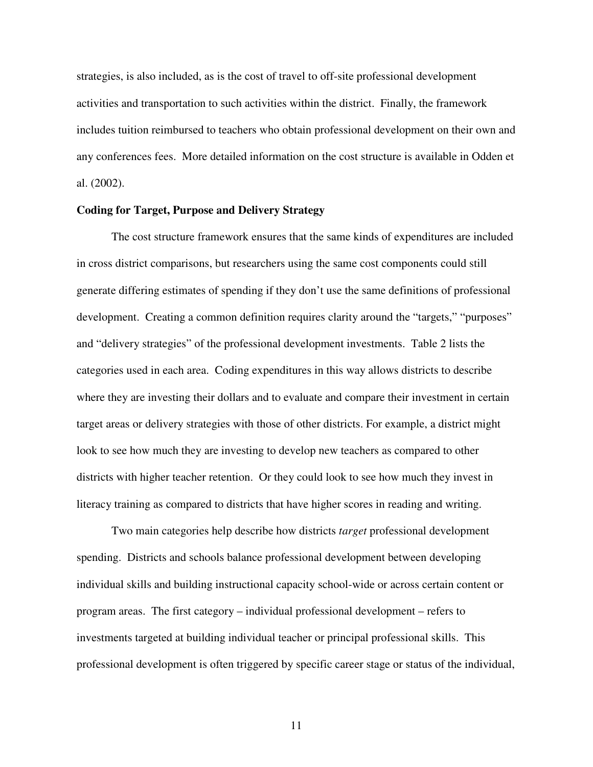strategies, is also included, as is the cost of travel to off-site professional development activities and transportation to such activities within the district. Finally, the framework includes tuition reimbursed to teachers who obtain professional development on their own and any conferences fees. More detailed information on the cost structure is available in Odden et al. (2002).

**Coding for Target, Purpose and Delivery Strategy**

The cost structure framework ensures that the same kinds of expenditures are included in cross district comparisons, but researchers using the same cost components could still generate differing estimates of spending if they don't use the same definitions of professional development. Creating a common definition requires clarity around the "targets," "purposes" and "delivery strategies" of the professional development investments. Table 2 lists the categories used in each area. Coding expenditures in this way allows districts to describe where they are investing their dollars and to evaluate and compare their investment in certain target areas or delivery strategies with those of other districts. For example, a district might look to see how much they are investing to develop new teachers as compared to other districts with higher teacher retention. Or they could look to see how much they invest in literacy training as compared to districts that have higher scores in reading and writing.

Two main categories help describe how districts *target* professional development spending. Districts and schools balance professional development between developing individual skills and building instructional capacity school-wide or across certain content or program areas. The first category – individual professional development – refers to investments targeted at building individual teacher or principal professional skills. This professional development is often triggered by specific career stage or status of the individual,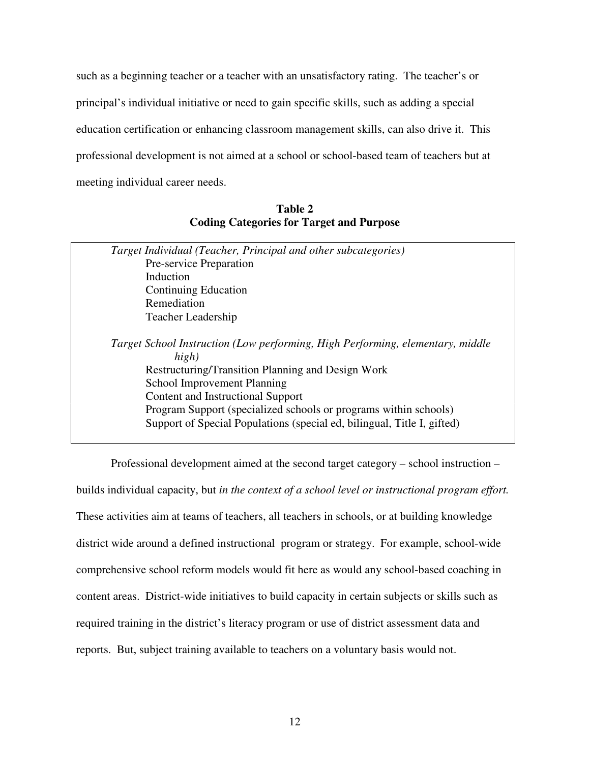such as a beginning teacher or a teacher with an unsatisfactory rating. The teacher's or principal's individual initiative or need to gain specific skills, such as adding a special education certification or enhancing classroom management skills, can also drive it. This professional development is not aimed at a school or school-based team of teachers but at meeting individual career needs.

**Table 2**
**Coding Categories for Target and Purpose**

*Target Individual (Teacher, Principal and other subcategories)*

- Pre-service Preparation
- Induction
- Continuing Education
- Remediation
- Teacher Leadership

*Target School Instruction (Low performing, High Performing, elementary, middle high)*

- Restructuring/Transition Planning and Design Work
- School Improvement Planning
- Content and Instructional Support
- Program Support (specialized schools or programs within schools)
- Support of Special Populations (special ed, bilingual, Title I, gifted)

Professional development aimed at the second target category – school instruction – builds individual capacity, but *in the context of a school level or instructional program effort.* These activities aim at teams of teachers, all teachers in schools, or at building knowledge district wide around a defined instructional program or strategy. For example, school-wide comprehensive school reform models would fit here as would any school-based coaching in content areas. District-wide initiatives to build capacity in certain subjects or skills such as required training in the district's literacy program or use of district assessment data and reports. But, subject training available to teachers on a voluntary basis would not.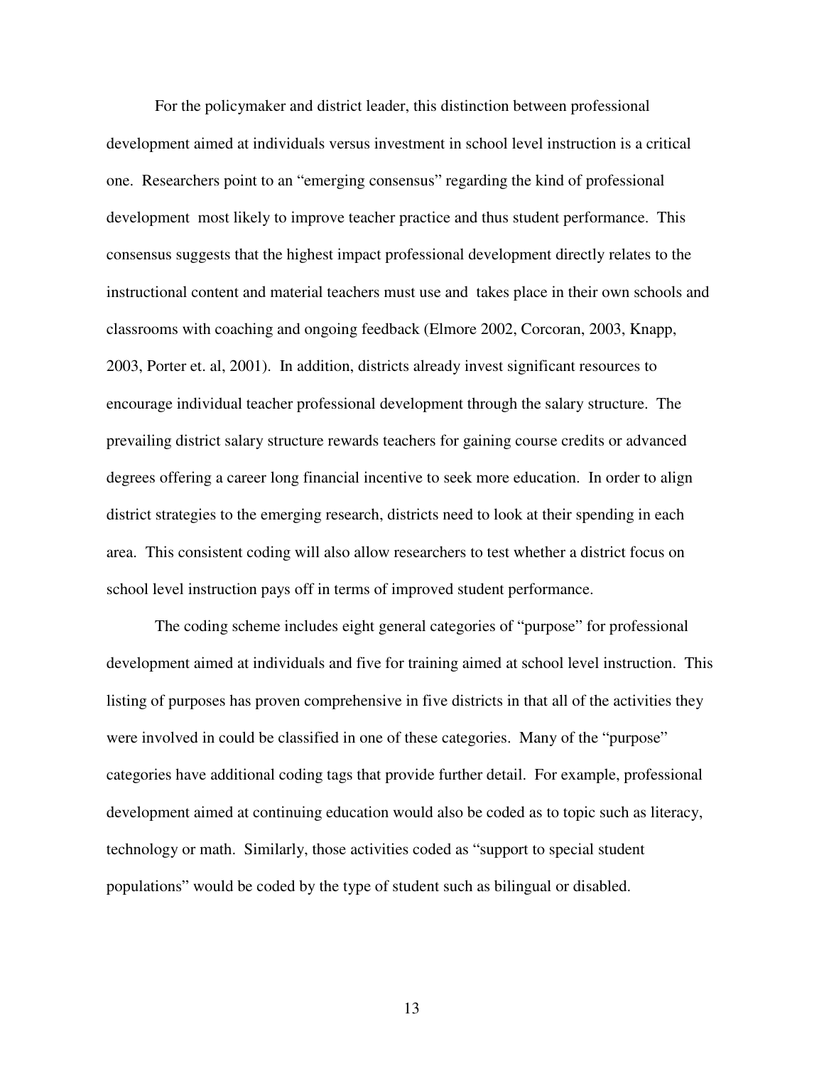For the policymaker and district leader, this distinction between professional development aimed at individuals versus investment in school level instruction is a critical one. Researchers point to an "emerging consensus" regarding the kind of professional development most likely to improve teacher practice and thus student performance. This consensus suggests that the highest impact professional development directly relates to the instructional content and material teachers must use and takes place in their own schools and classrooms with coaching and ongoing feedback (Elmore 2002, Corcoran, 2003, Knapp, 2003, Porter et. al, 2001). In addition, districts already invest significant resources to encourage individual teacher professional development through the salary structure. The prevailing district salary structure rewards teachers for gaining course credits or advanced degrees offering a career long financial incentive to seek more education. In order to align district strategies to the emerging research, districts need to look at their spending in each area. This consistent coding will also allow researchers to test whether a district focus on school level instruction pays off in terms of improved student performance.

The coding scheme includes eight general categories of "purpose" for professional development aimed at individuals and five for training aimed at school level instruction. This listing of purposes has proven comprehensive in five districts in that all of the activities they were involved in could be classified in one of these categories. Many of the "purpose" categories have additional coding tags that provide further detail. For example, professional development aimed at continuing education would also be coded as to topic such as literacy, technology or math. Similarly, those activities coded as "support to special student populations" would be coded by the type of student such as bilingual or disabled.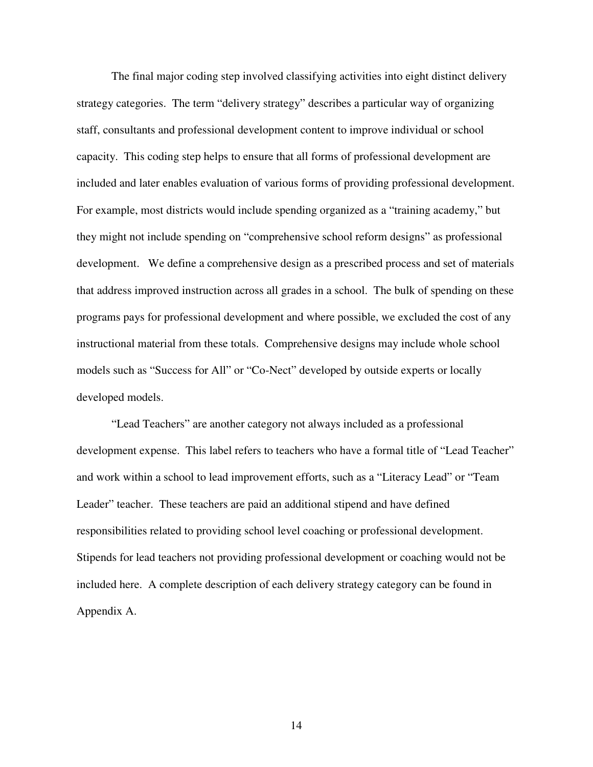The final major coding step involved classifying activities into eight distinct delivery strategy categories. The term "delivery strategy" describes a particular way of organizing staff, consultants and professional development content to improve individual or school capacity. This coding step helps to ensure that all forms of professional development are included and later enables evaluation of various forms of providing professional development. For example, most districts would include spending organized as a "training academy," but they might not include spending on "comprehensive school reform designs" as professional development. We define a comprehensive design as a prescribed process and set of materials that address improved instruction across all grades in a school. The bulk of spending on these programs pays for professional development and where possible, we excluded the cost of any instructional material from these totals. Comprehensive designs may include whole school models such as "Success for All" or "Co-Nect" developed by outside experts or locally developed models.

"Lead Teachers" are another category not always included as a professional development expense. This label refers to teachers who have a formal title of "Lead Teacher" and work within a school to lead improvement efforts, such as a "Literacy Lead" or "Team Leader" teacher. These teachers are paid an additional stipend and have defined responsibilities related to providing school level coaching or professional development. Stipends for lead teachers not providing professional development or coaching would not be included here. A complete description of each delivery strategy category can be found in Appendix A.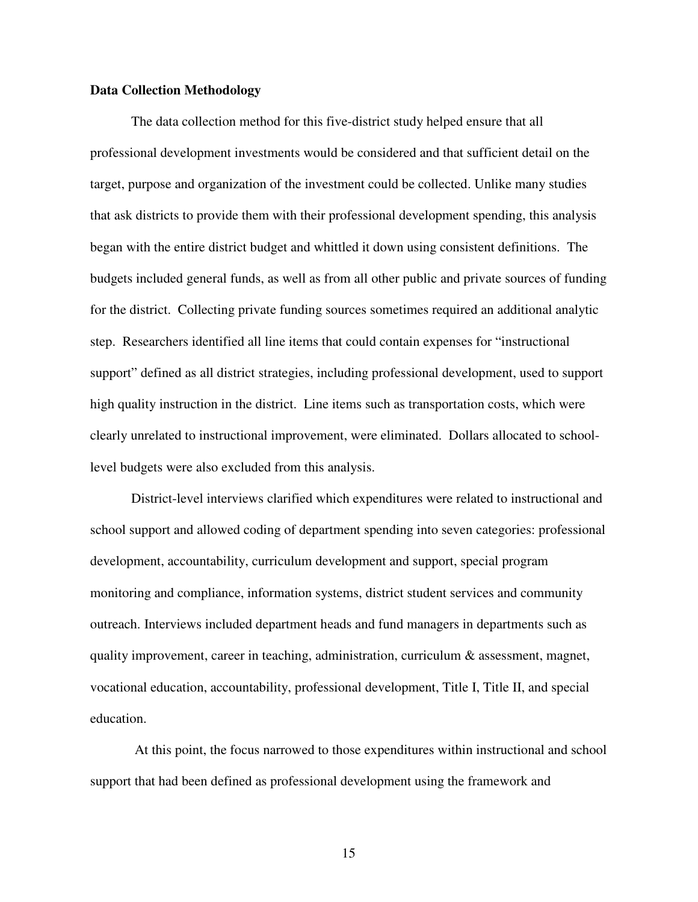**Data Collection Methodology**

The data collection method for this five-district study helped ensure that all professional development investments would be considered and that sufficient detail on the target, purpose and organization of the investment could be collected. Unlike many studies that ask districts to provide them with their professional development spending, this analysis began with the entire district budget and whittled it down using consistent definitions. The budgets included general funds, as well as from all other public and private sources of funding for the district. Collecting private funding sources sometimes required an additional analytic step. Researchers identified all line items that could contain expenses for "instructional support" defined as all district strategies, including professional development, used to support high quality instruction in the district. Line items such as transportation costs, which were clearly unrelated to instructional improvement, were eliminated. Dollars allocated to school-level budgets were also excluded from this analysis.

District-level interviews clarified which expenditures were related to instructional and school support and allowed coding of department spending into seven categories: professional development, accountability, curriculum development and support, special program monitoring and compliance, information systems, district student services and community outreach. Interviews included department heads and fund managers in departments such as quality improvement, career in teaching, administration, curriculum & assessment, magnet, vocational education, accountability, professional development, Title I, Title II, and special education.

At this point, the focus narrowed to those expenditures within instructional and school support that had been defined as professional development using the framework and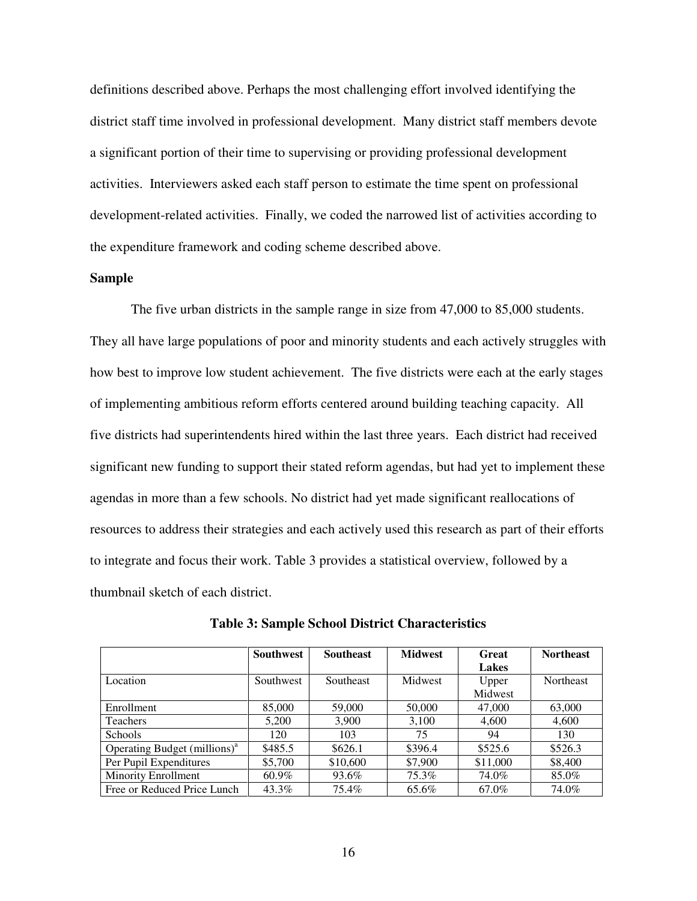definitions described above. Perhaps the most challenging effort involved identifying the district staff time involved in professional development. Many district staff members devote a significant portion of their time to supervising or providing professional development activities. Interviewers asked each staff person to estimate the time spent on professional development-related activities. Finally, we coded the narrowed list of activities according to the expenditure framework and coding scheme described above.

### Sample

The five urban districts in the sample range in size from 47,000 to 85,000 students. They all have large populations of poor and minority students and each actively struggles with how best to improve low student achievement. The five districts were each at the early stages of implementing ambitious reform efforts centered around building teaching capacity. All five districts had superintendents hired within the last three years. Each district had received significant new funding to support their stated reform agendas, but had yet to implement these agendas in more than a few schools. No district had yet made significant reallocations of resources to address their strategies and each actively used this research as part of their efforts to integrate and focus their work. Table 3 provides a statistical overview, followed by a thumbnail sketch of each district.

**Table 3: Sample School District Characteristics**

| | Southwest | Southeast | Midwest | Great Lakes | Northeast |
|---|---|---|---|---|---|
| Location | Southwest | Southeast | Midwest | Upper Midwest | Northeast |
| Enrollment | 85,000 | 59,000 | 50,000 | 47,000 | 63,000 |
| Teachers | 5,200 | 3,900 | 3,100 | 4,600 | 4,600 |
| Schools | 120 | 103 | 75 | 94 | 130 |
| Operating Budget (millions)[a] | $485.5 | $626.1 | $396.4 | $525.6 | $526.3 |
| Per Pupil Expenditures | $5,700 | $10,600 | $7,900 | $11,000 | $8,400 |
| Minority Enrollment | 60.9% | 93.6% | 75.3% | 74.0% | 85.0% |
| Free or Reduced Price Lunch | 43.3% | 75.4% | 65.6% | 67.0% | 74.0% |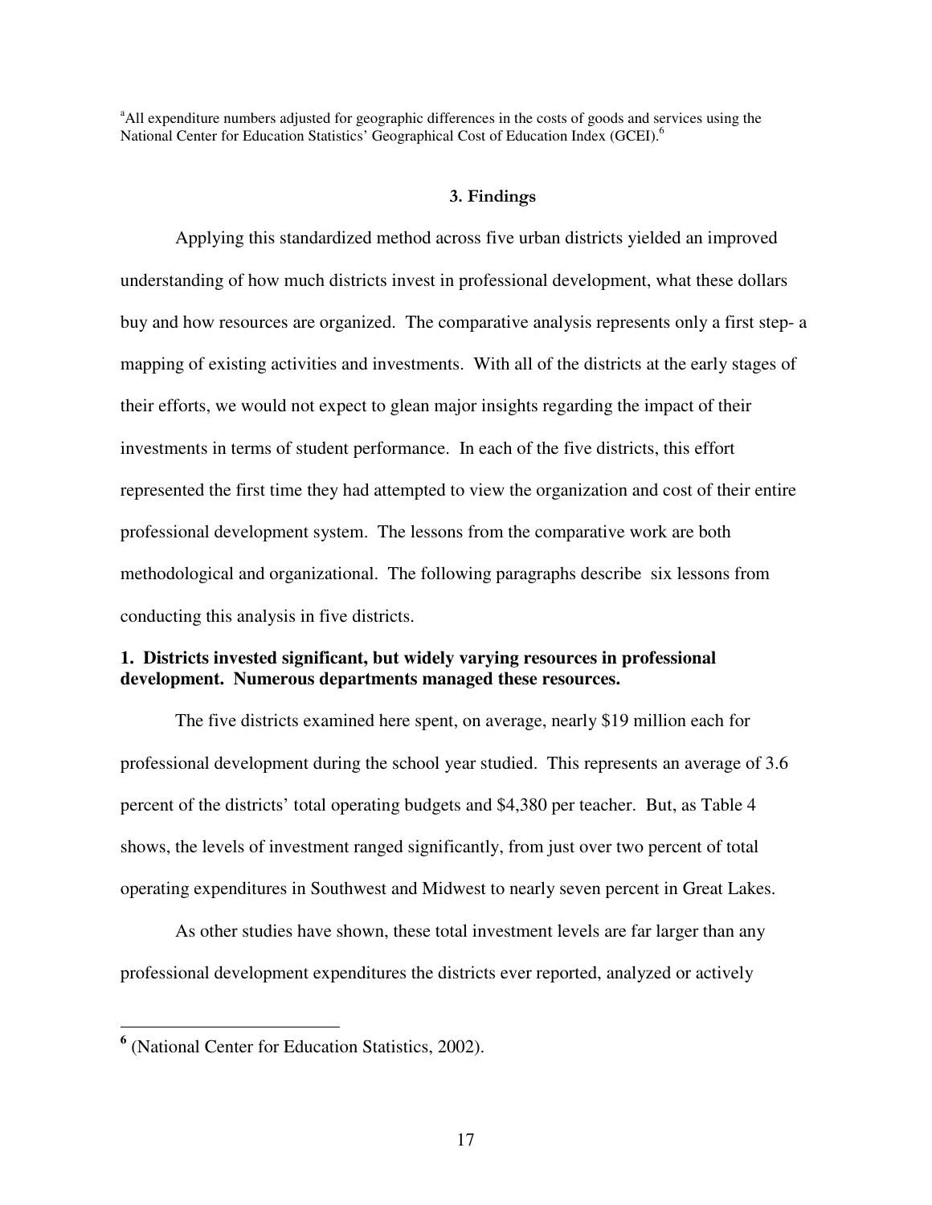[a]All expenditure numbers adjusted for geographic differences in the costs of goods and services using the National Center for Education Statistics' Geographical Cost of Education Index (GCEI).[6]

### 3. Findings

Applying this standardized method across five urban districts yielded an improved understanding of how much districts invest in professional development, what these dollars buy and how resources are organized. The comparative analysis represents only a first step- a mapping of existing activities and investments. With all of the districts at the early stages of their efforts, we would not expect to glean major insights regarding the impact of their investments in terms of student performance. In each of the five districts, this effort represented the first time they had attempted to view the organization and cost of their entire professional development system. The lessons from the comparative work are both methodological and organizational. The following paragraphs describe six lessons from conducting this analysis in five districts.

**1. Districts invested significant, but widely varying resources in professional development. Numerous departments managed these resources.**

The five districts examined here spent, on average, nearly $19 million each for professional development during the school year studied. This represents an average of 3.6 percent of the districts' total operating budgets and $4,380 per teacher. But, as Table 4 shows, the levels of investment ranged significantly, from just over two percent of total operating expenditures in Southwest and Midwest to nearly seven percent in Great Lakes.

As other studies have shown, these total investment levels are far larger than any professional development expenditures the districts ever reported, analyzed or actively

---

[6] (National Center for Education Statistics, 2002).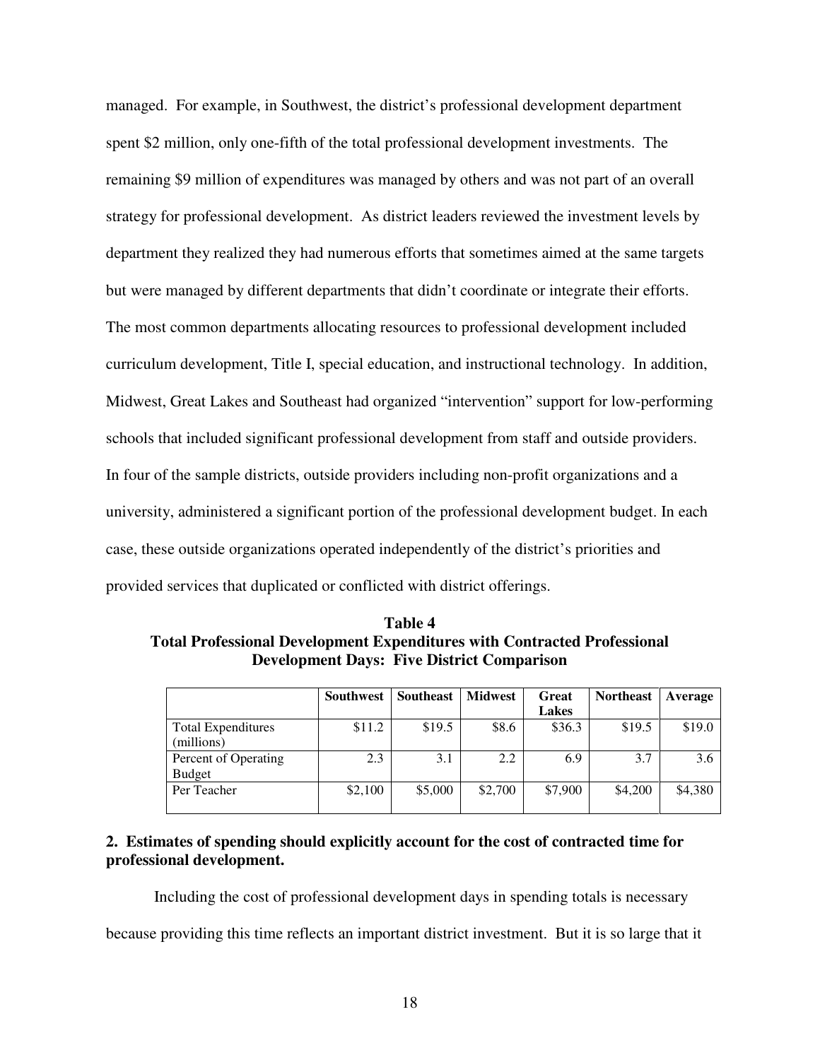managed. For example, in Southwest, the district's professional development department spent $2 million, only one-fifth of the total professional development investments. The remaining $9 million of expenditures was managed by others and was not part of an overall strategy for professional development. As district leaders reviewed the investment levels by department they realized they had numerous efforts that sometimes aimed at the same targets but were managed by different departments that didn't coordinate or integrate their efforts. The most common departments allocating resources to professional development included curriculum development, Title I, special education, and instructional technology. In addition, Midwest, Great Lakes and Southeast had organized "intervention" support for low-performing schools that included significant professional development from staff and outside providers. In four of the sample districts, outside providers including non-profit organizations and a university, administered a significant portion of the professional development budget. In each case, these outside organizations operated independently of the district's priorities and provided services that duplicated or conflicted with district offerings.

**Table 4**
**Total Professional Development Expenditures with Contracted Professional Development Days: Five District Comparison**

| | Southwest | Southeast | Midwest | Great Lakes | Northeast | Average |
|---|---|---|---|---|---|---|
| Total Expenditures (millions) | $11.2 | $19.5 | $8.6 | $36.3 | $19.5 | $19.0 |
| Percent of Operating Budget | 2.3 | 3.1 | 2.2 | 6.9 | 3.7 | 3.6 |
| Per Teacher | $2,100 | $5,000 | $2,700 | $7,900 | $4,200 | $4,380 |

**2. Estimates of spending should explicitly account for the cost of contracted time for professional development.**

Including the cost of professional development days in spending totals is necessary because providing this time reflects an important district investment. But it is so large that it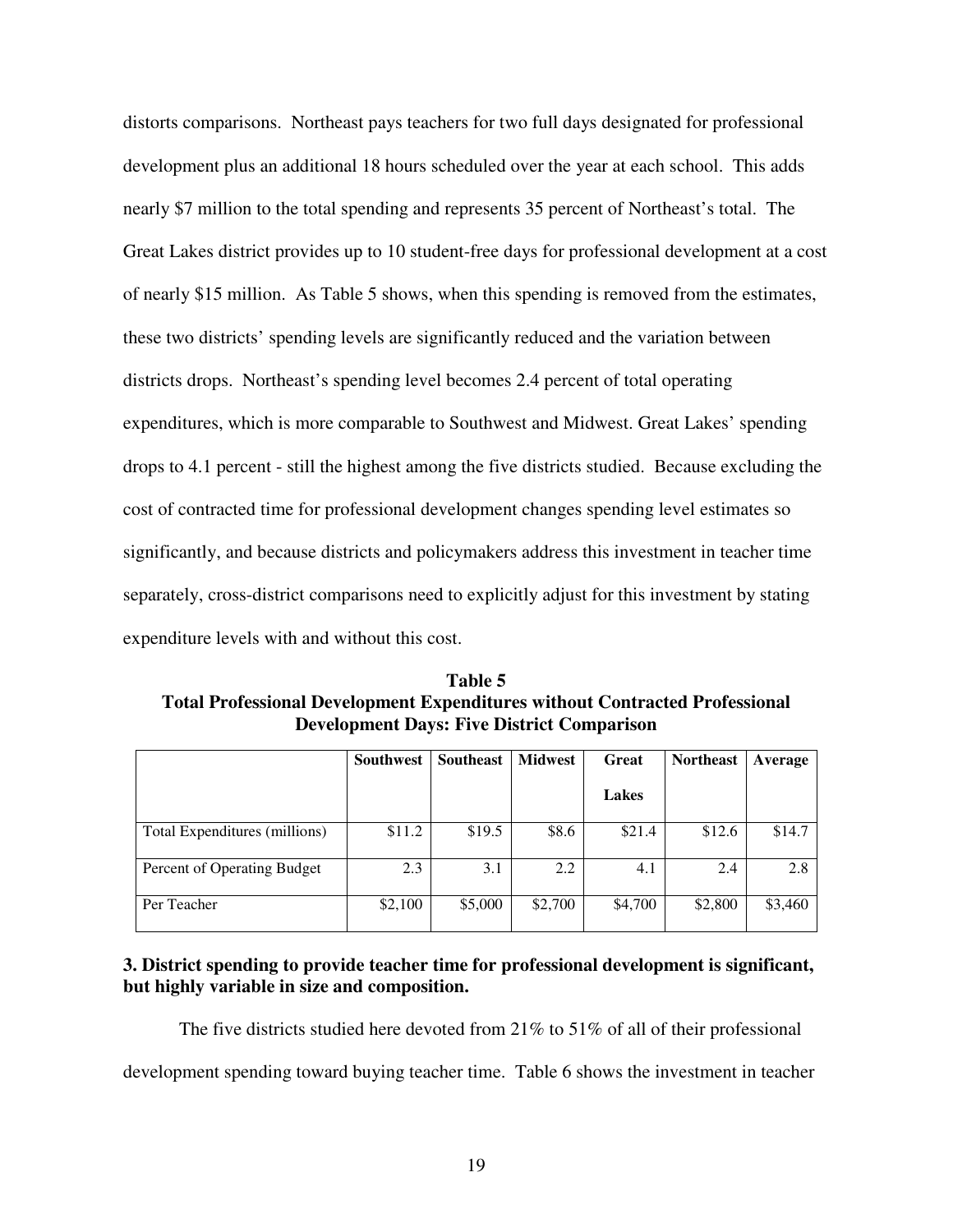distorts comparisons. Northeast pays teachers for two full days designated for professional development plus an additional 18 hours scheduled over the year at each school. This adds nearly $7 million to the total spending and represents 35 percent of Northeast's total. The Great Lakes district provides up to 10 student-free days for professional development at a cost of nearly $15 million. As Table 5 shows, when this spending is removed from the estimates, these two districts' spending levels are significantly reduced and the variation between districts drops. Northeast's spending level becomes 2.4 percent of total operating expenditures, which is more comparable to Southwest and Midwest. Great Lakes' spending drops to 4.1 percent - still the highest among the five districts studied. Because excluding the cost of contracted time for professional development changes spending level estimates so significantly, and because districts and policymakers address this investment in teacher time separately, cross-district comparisons need to explicitly adjust for this investment by stating expenditure levels with and without this cost.

**Table 5**
**Total Professional Development Expenditures without Contracted Professional Development Days: Five District Comparison**

| | Southwest | Southeast | Midwest | Great Lakes | Northeast | Average |
|---|---|---|---|---|---|---|
| Total Expenditures (millions) | $11.2 | $19.5 | $8.6 | $21.4 | $12.6 | $14.7 |
| Percent of Operating Budget | 2.3 | 3.1 | 2.2 | 4.1 | 2.4 | 2.8 |
| Per Teacher | $2,100 | $5,000 | $2,700 | $4,700 | $2,800 | $3,460 |

**3. District spending to provide teacher time for professional development is significant, but highly variable in size and composition.**

The five districts studied here devoted from 21% to 51% of all of their professional development spending toward buying teacher time. Table 6 shows the investment in teacher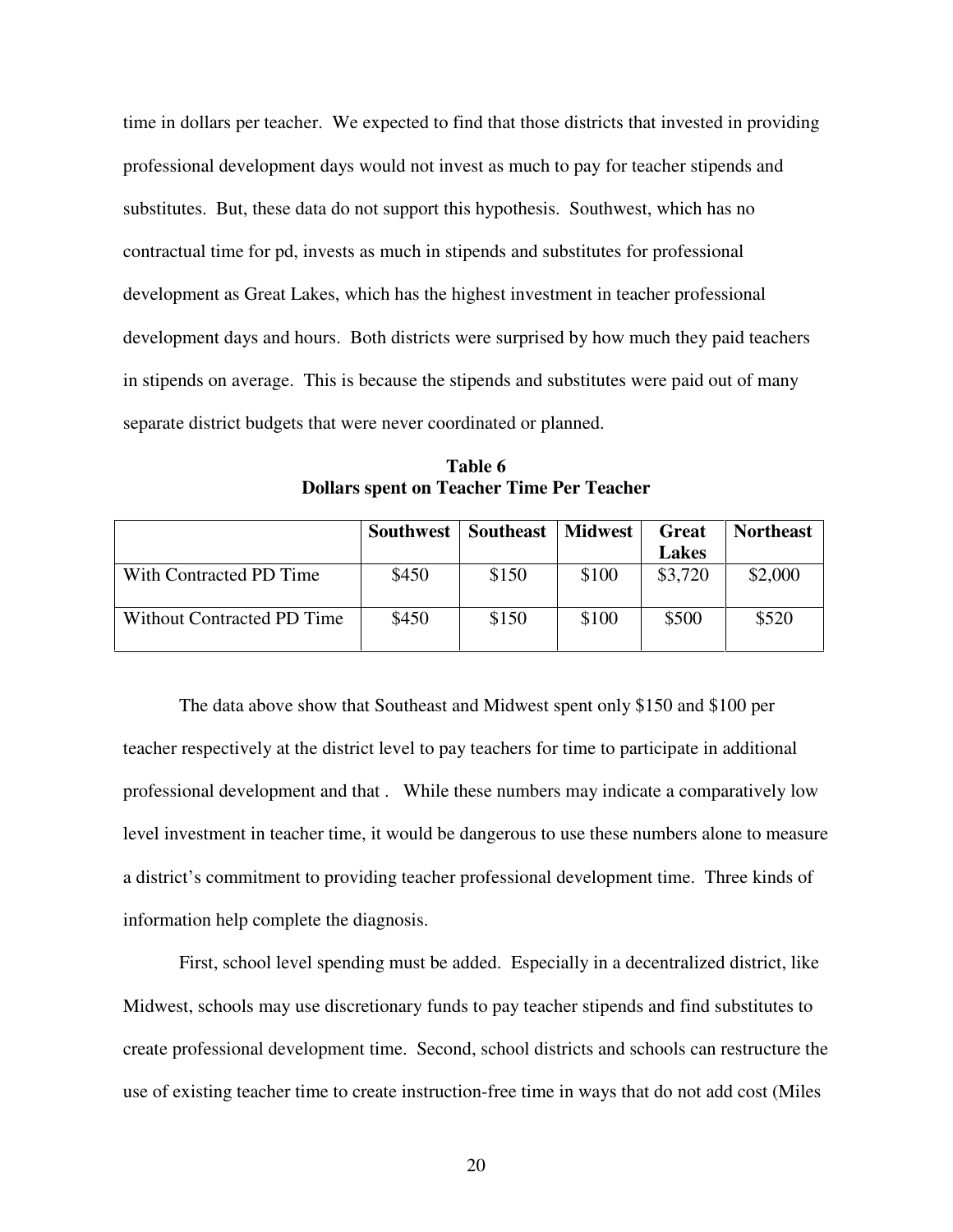time in dollars per teacher. We expected to find that those districts that invested in providing professional development days would not invest as much to pay for teacher stipends and substitutes. But, these data do not support this hypothesis. Southwest, which has no contractual time for pd, invests as much in stipends and substitutes for professional development as Great Lakes, which has the highest investment in teacher professional development days and hours. Both districts were surprised by how much they paid teachers in stipends on average. This is because the stipends and substitutes were paid out of many separate district budgets that were never coordinated or planned.

**Table 6**
**Dollars spent on Teacher Time Per Teacher**

| | Southwest | Southeast | Midwest | Great Lakes | Northeast |
|---|---|---|---|---|---|
| With Contracted PD Time | $450 | $150 | $100 | $3,720 | $2,000 |
| Without Contracted PD Time | $450 | $150 | $100 | $500 | $520 |

The data above show that Southeast and Midwest spent only $150 and $100 per teacher respectively at the district level to pay teachers for time to participate in additional professional development and that . While these numbers may indicate a comparatively low level investment in teacher time, it would be dangerous to use these numbers alone to measure a district's commitment to providing teacher professional development time. Three kinds of information help complete the diagnosis.

First, school level spending must be added. Especially in a decentralized district, like Midwest, schools may use discretionary funds to pay teacher stipends and find substitutes to create professional development time. Second, school districts and schools can restructure the use of existing teacher time to create instruction-free time in ways that do not add cost (Miles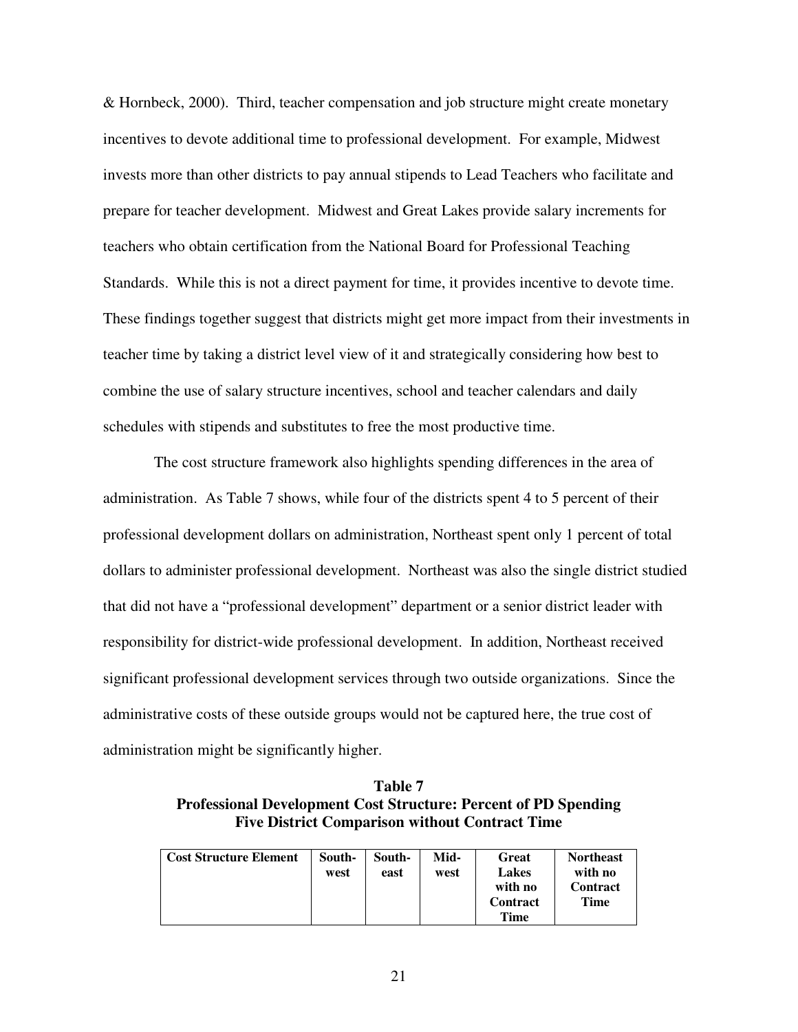& Hornbeck, 2000). Third, teacher compensation and job structure might create monetary incentives to devote additional time to professional development. For example, Midwest invests more than other districts to pay annual stipends to Lead Teachers who facilitate and prepare for teacher development. Midwest and Great Lakes provide salary increments for teachers who obtain certification from the National Board for Professional Teaching Standards. While this is not a direct payment for time, it provides incentive to devote time. These findings together suggest that districts might get more impact from their investments in teacher time by taking a district level view of it and strategically considering how best to combine the use of salary structure incentives, school and teacher calendars and daily schedules with stipends and substitutes to free the most productive time.

The cost structure framework also highlights spending differences in the area of administration. As Table 7 shows, while four of the districts spent 4 to 5 percent of their professional development dollars on administration, Northeast spent only 1 percent of total dollars to administer professional development. Northeast was also the single district studied that did not have a "professional development" department or a senior district leader with responsibility for district-wide professional development. In addition, Northeast received significant professional development services through two outside organizations. Since the administrative costs of these outside groups would not be captured here, the true cost of administration might be significantly higher.

**Table 7**
**Professional Development Cost Structure: Percent of PD Spending**
**Five District Comparison without Contract Time**

| Cost Structure Element | South-west | South-east | Mid-west | Great Lakes with no Contract Time | Northeast with no Contract Time |
|---|---|---|---|---|---|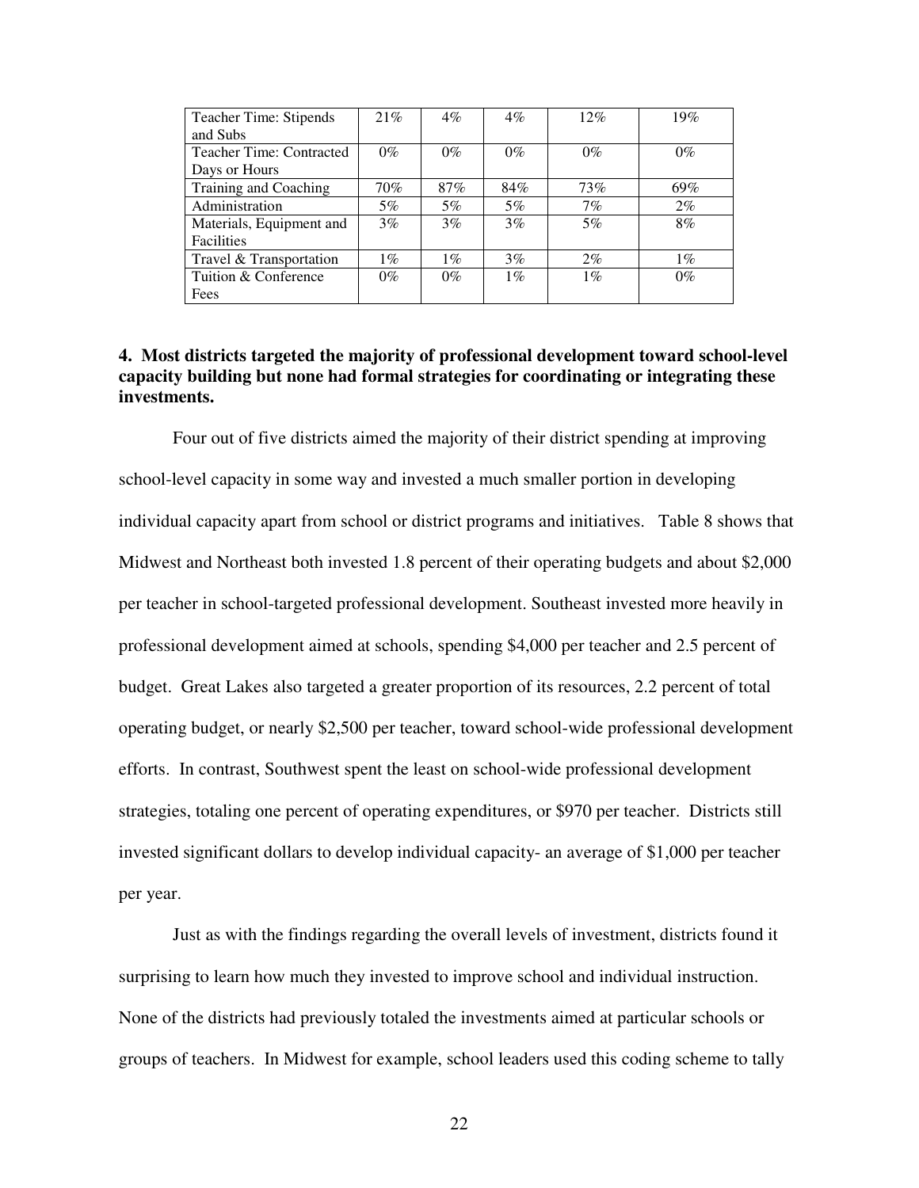| Teacher Time: Stipends and Subs | 21% | 4% | 4% | 12% | 19% |
|---|---|---|---|---|---|
| Teacher Time: Contracted Days or Hours | 0% | 0% | 0% | 0% | 0% |
| Training and Coaching | 70% | 87% | 84% | 73% | 69% |
| Administration | 5% | 5% | 5% | 7% | 2% |
| Materials, Equipment and Facilities | 3% | 3% | 3% | 5% | 8% |
| Travel & Transportation | 1% | 1% | 3% | 2% | 1% |
| Tuition & Conference Fees | 0% | 0% | 1% | 1% | 0% |

**4. Most districts targeted the majority of professional development toward school-level capacity building but none had formal strategies for coordinating or integrating these investments.**

Four out of five districts aimed the majority of their district spending at improving school-level capacity in some way and invested a much smaller portion in developing individual capacity apart from school or district programs and initiatives. Table 8 shows that Midwest and Northeast both invested 1.8 percent of their operating budgets and about $2,000 per teacher in school-targeted professional development. Southeast invested more heavily in professional development aimed at schools, spending $4,000 per teacher and 2.5 percent of budget. Great Lakes also targeted a greater proportion of its resources, 2.2 percent of total operating budget, or nearly $2,500 per teacher, toward school-wide professional development efforts. In contrast, Southwest spent the least on school-wide professional development strategies, totaling one percent of operating expenditures, or $970 per teacher. Districts still invested significant dollars to develop individual capacity- an average of $1,000 per teacher per year.

Just as with the findings regarding the overall levels of investment, districts found it surprising to learn how much they invested to improve school and individual instruction. None of the districts had previously totaled the investments aimed at particular schools or groups of teachers. In Midwest for example, school leaders used this coding scheme to tally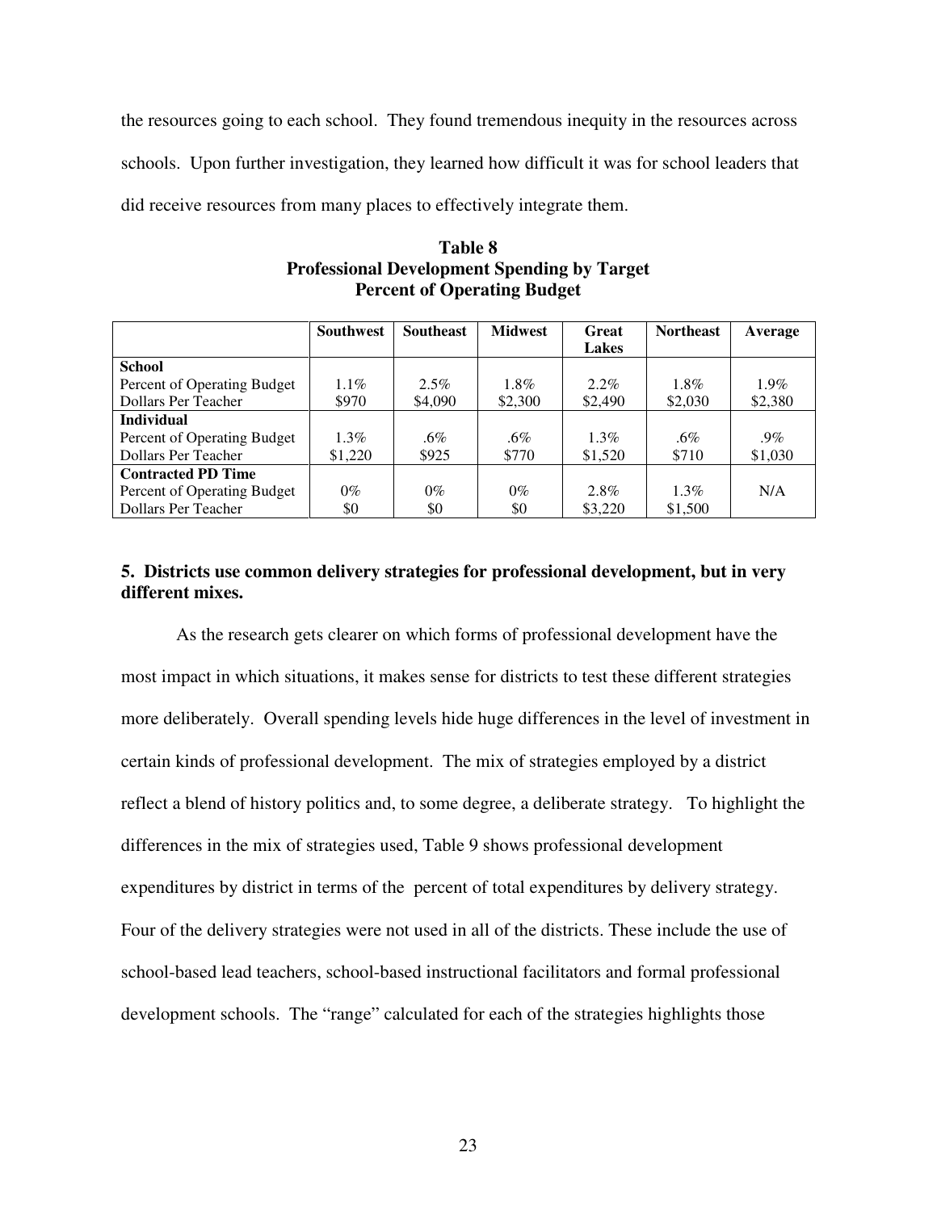the resources going to each school. They found tremendous inequity in the resources across schools. Upon further investigation, they learned how difficult it was for school leaders that did receive resources from many places to effectively integrate them.

**Table 8**
**Professional Development Spending by Target**
**Percent of Operating Budget**

| | Southwest | Southeast | Midwest | Great Lakes | Northeast | Average |
|---|---|---|---|---|---|---|
| **School** | | | | | | |
| Percent of Operating Budget | 1.1% | 2.5% | 1.8% | 2.2% | 1.8% | 1.9% |
| Dollars Per Teacher | $970 | $4,090 | $2,300 | $2,490 | $2,030 | $2,380 |
| **Individual** | | | | | | |
| Percent of Operating Budget | 1.3% | .6% | .6% | 1.3% | .6% | .9% |
| Dollars Per Teacher | $1,220 | $925 | $770 | $1,520 | $710 | $1,030 |
| **Contracted PD Time** | | | | | | |
| Percent of Operating Budget | 0% | 0% | 0% | 2.8% | 1.3% | N/A |
| Dollars Per Teacher | $0 | $0 | $0 | $3,220 | $1,500 | |

### 5. Districts use common delivery strategies for professional development, but in very different mixes.

As the research gets clearer on which forms of professional development have the most impact in which situations, it makes sense for districts to test these different strategies more deliberately. Overall spending levels hide huge differences in the level of investment in certain kinds of professional development. The mix of strategies employed by a district reflect a blend of history politics and, to some degree, a deliberate strategy. To highlight the differences in the mix of strategies used, Table 9 shows professional development expenditures by district in terms of the percent of total expenditures by delivery strategy. Four of the delivery strategies were not used in all of the districts. These include the use of school-based lead teachers, school-based instructional facilitators and formal professional development schools. The "range" calculated for each of the strategies highlights those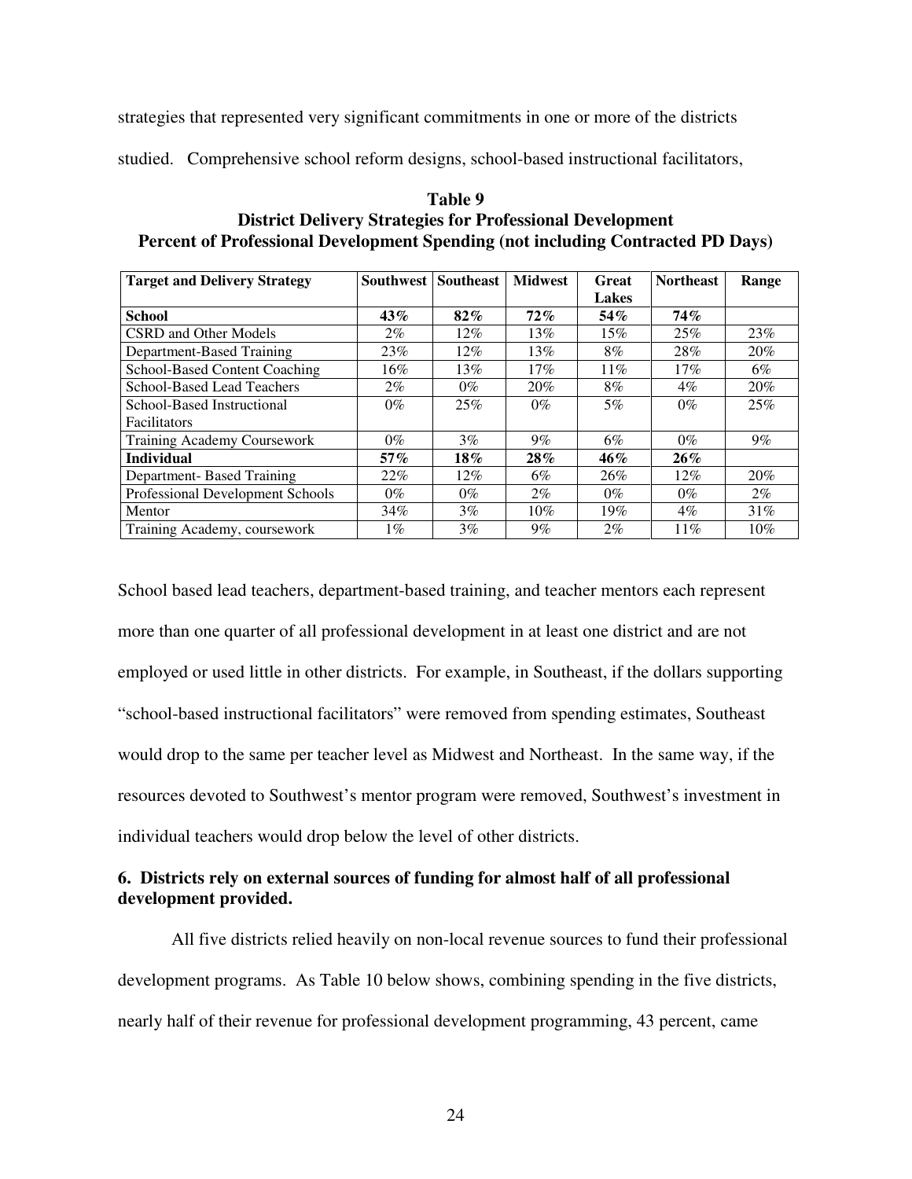strategies that represented very significant commitments in one or more of the districts studied. Comprehensive school reform designs, school-based instructional facilitators,

**Table 9**
**District Delivery Strategies for Professional Development**
**Percent of Professional Development Spending (not including Contracted PD Days)**

| Target and Delivery Strategy | Southwest | Southeast | Midwest | Great Lakes | Northeast | Range |
|---|---|---|---|---|---|---|
| **School** | **43%** | **82%** | **72%** | **54%** | **74%** | |
| CSRD and Other Models | 2% | 12% | 13% | 15% | 25% | 23% |
| Department-Based Training | 23% | 12% | 13% | 8% | 28% | 20% |
| School-Based Content Coaching | 16% | 13% | 17% | 11% | 17% | 6% |
| School-Based Lead Teachers | 2% | 0% | 20% | 8% | 4% | 20% |
| School-Based Instructional Facilitators | 0% | 25% | 0% | 5% | 0% | 25% |
| Training Academy Coursework | 0% | 3% | 9% | 6% | 0% | 9% |
| **Individual** | **57%** | **18%** | **28%** | **46%** | **26%** | |
| Department- Based Training | 22% | 12% | 6% | 26% | 12% | 20% |
| Professional Development Schools | 0% | 0% | 2% | 0% | 0% | 2% |
| Mentor | 34% | 3% | 10% | 19% | 4% | 31% |
| Training Academy, coursework | 1% | 3% | 9% | 2% | 11% | 10% |

School based lead teachers, department-based training, and teacher mentors each represent more than one quarter of all professional development in at least one district and are not employed or used little in other districts. For example, in Southeast, if the dollars supporting "school-based instructional facilitators" were removed from spending estimates, Southeast would drop to the same per teacher level as Midwest and Northeast. In the same way, if the resources devoted to Southwest's mentor program were removed, Southwest's investment in individual teachers would drop below the level of other districts.

### 6. Districts rely on external sources of funding for almost half of all professional development provided.

All five districts relied heavily on non-local revenue sources to fund their professional development programs. As Table 10 below shows, combining spending in the five districts, nearly half of their revenue for professional development programming, 43 percent, came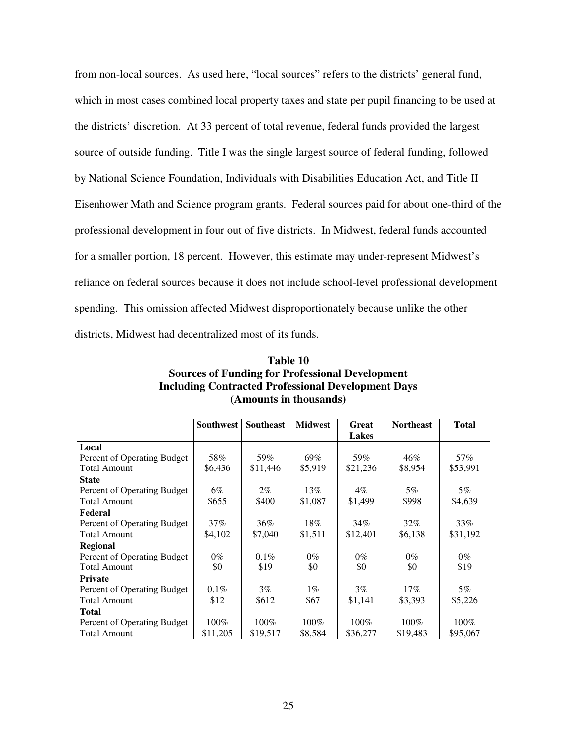from non-local sources. As used here, "local sources" refers to the districts' general fund, which in most cases combined local property taxes and state per pupil financing to be used at the districts' discretion. At 33 percent of total revenue, federal funds provided the largest source of outside funding. Title I was the single largest source of federal funding, followed by National Science Foundation, Individuals with Disabilities Education Act, and Title II Eisenhower Math and Science program grants. Federal sources paid for about one-third of the professional development in four out of five districts. In Midwest, federal funds accounted for a smaller portion, 18 percent. However, this estimate may under-represent Midwest's reliance on federal sources because it does not include school-level professional development spending. This omission affected Midwest disproportionately because unlike the other districts, Midwest had decentralized most of its funds.

**Table 10**
**Sources of Funding for Professional Development**
**Including Contracted Professional Development Days**
**(Amounts in thousands)**

| | Southwest | Southeast | Midwest | Great Lakes | Northeast | Total |
|---|---|---|---|---|---|---|
| **Local** | | | | | | |
| Percent of Operating Budget | 58% | 59% | 69% | 59% | 46% | 57% |
| Total Amount | $6,436 | $11,446 | $5,919 | $21,236 | $8,954 | $53,991 |
| **State** | | | | | | |
| Percent of Operating Budget | 6% | 2% | 13% | 4% | 5% | 5% |
| Total Amount | $655 | $400 | $1,087 | $1,499 | $998 | $4,639 |
| **Federal** | | | | | | |
| Percent of Operating Budget | 37% | 36% | 18% | 34% | 32% | 33% |
| Total Amount | $4,102 | $7,040 | $1,511 | $12,401 | $6,138 | $31,192 |
| **Regional** | | | | | | |
| Percent of Operating Budget | 0% | 0.1% | 0% | 0% | 0% | 0% |
| Total Amount | $0 | $19 | $0 | $0 | $0 | $19 |
| **Private** | | | | | | |
| Percent of Operating Budget | 0.1% | 3% | 1% | 3% | 17% | 5% |
| Total Amount | $12 | $612 | $67 | $1,141 | $3,393 | $5,226 |
| **Total** | | | | | | |
| Percent of Operating Budget | 100% | 100% | 100% | 100% | 100% | 100% |
| Total Amount | $11,205 | $19,517 | $8,584 | $36,277 | $19,483 | $95,067 |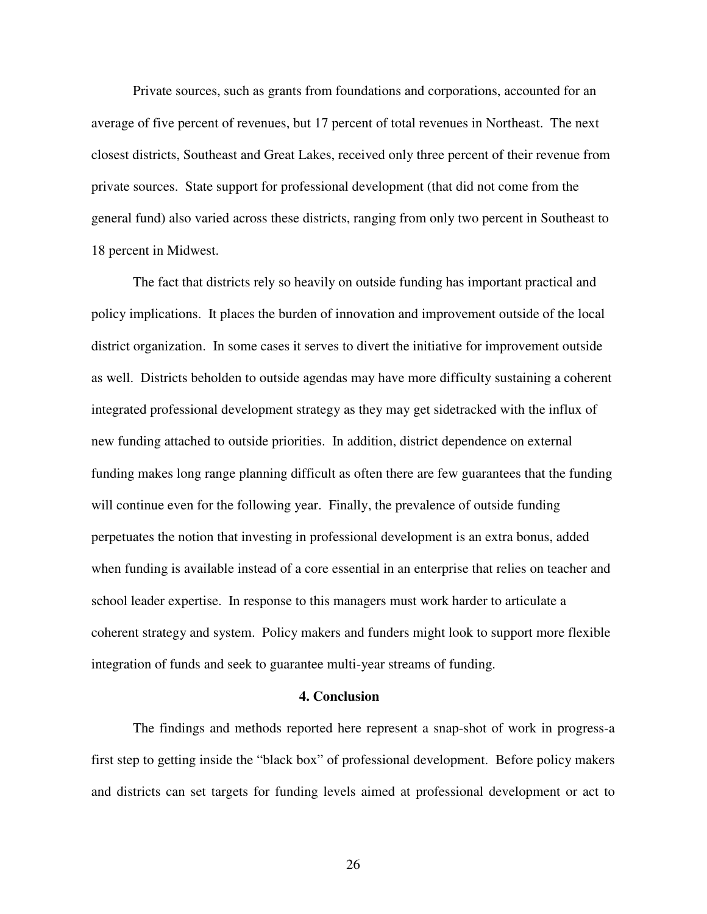Private sources, such as grants from foundations and corporations, accounted for an average of five percent of revenues, but 17 percent of total revenues in Northeast. The next closest districts, Southeast and Great Lakes, received only three percent of their revenue from private sources. State support for professional development (that did not come from the general fund) also varied across these districts, ranging from only two percent in Southeast to 18 percent in Midwest.

The fact that districts rely so heavily on outside funding has important practical and policy implications. It places the burden of innovation and improvement outside of the local district organization. In some cases it serves to divert the initiative for improvement outside as well. Districts beholden to outside agendas may have more difficulty sustaining a coherent integrated professional development strategy as they may get sidetracked with the influx of new funding attached to outside priorities. In addition, district dependence on external funding makes long range planning difficult as often there are few guarantees that the funding will continue even for the following year. Finally, the prevalence of outside funding perpetuates the notion that investing in professional development is an extra bonus, added when funding is available instead of a core essential in an enterprise that relies on teacher and school leader expertise. In response to this managers must work harder to articulate a coherent strategy and system. Policy makers and funders might look to support more flexible integration of funds and seek to guarantee multi-year streams of funding.

## 4. Conclusion

The findings and methods reported here represent a snap-shot of work in progress-a first step to getting inside the "black box" of professional development. Before policy makers and districts can set targets for funding levels aimed at professional development or act to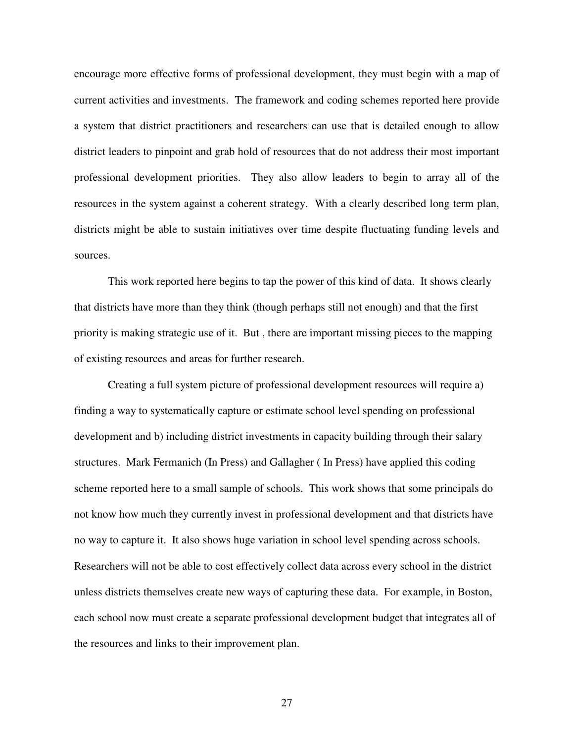encourage more effective forms of professional development, they must begin with a map of current activities and investments. The framework and coding schemes reported here provide a system that district practitioners and researchers can use that is detailed enough to allow district leaders to pinpoint and grab hold of resources that do not address their most important professional development priorities. They also allow leaders to begin to array all of the resources in the system against a coherent strategy. With a clearly described long term plan, districts might be able to sustain initiatives over time despite fluctuating funding levels and sources.

This work reported here begins to tap the power of this kind of data. It shows clearly that districts have more than they think (though perhaps still not enough) and that the first priority is making strategic use of it. But , there are important missing pieces to the mapping of existing resources and areas for further research.

Creating a full system picture of professional development resources will require a) finding a way to systematically capture or estimate school level spending on professional development and b) including district investments in capacity building through their salary structures. Mark Fermanich (In Press) and Gallagher ( In Press) have applied this coding scheme reported here to a small sample of schools. This work shows that some principals do not know how much they currently invest in professional development and that districts have no way to capture it. It also shows huge variation in school level spending across schools. Researchers will not be able to cost effectively collect data across every school in the district unless districts themselves create new ways of capturing these data. For example, in Boston, each school now must create a separate professional development budget that integrates all of the resources and links to their improvement plan.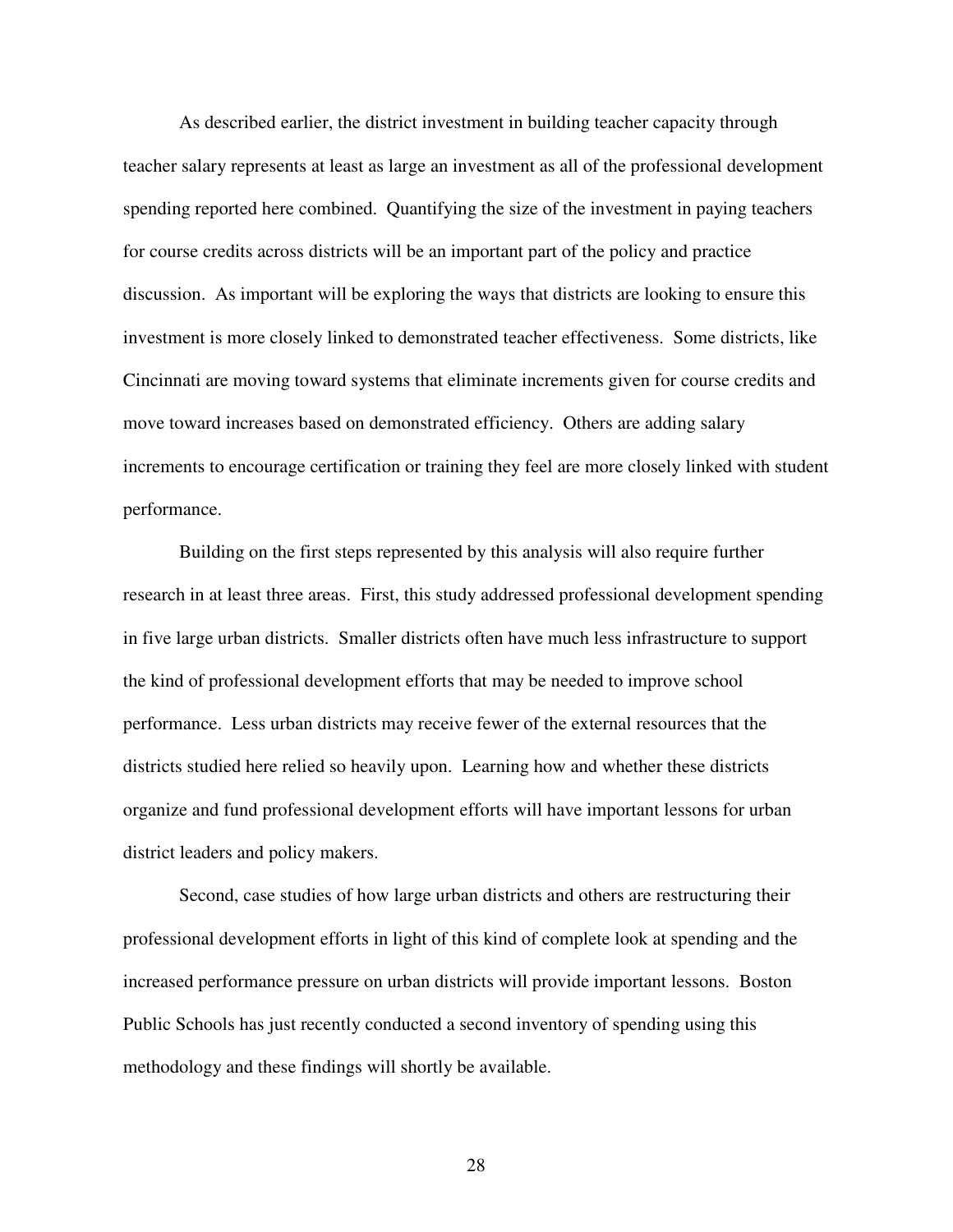As described earlier, the district investment in building teacher capacity through teacher salary represents at least as large an investment as all of the professional development spending reported here combined. Quantifying the size of the investment in paying teachers for course credits across districts will be an important part of the policy and practice discussion. As important will be exploring the ways that districts are looking to ensure this investment is more closely linked to demonstrated teacher effectiveness. Some districts, like Cincinnati are moving toward systems that eliminate increments given for course credits and move toward increases based on demonstrated efficiency. Others are adding salary increments to encourage certification or training they feel are more closely linked with student performance.

Building on the first steps represented by this analysis will also require further research in at least three areas. First, this study addressed professional development spending in five large urban districts. Smaller districts often have much less infrastructure to support the kind of professional development efforts that may be needed to improve school performance. Less urban districts may receive fewer of the external resources that the districts studied here relied so heavily upon. Learning how and whether these districts organize and fund professional development efforts will have important lessons for urban district leaders and policy makers.

Second, case studies of how large urban districts and others are restructuring their professional development efforts in light of this kind of complete look at spending and the increased performance pressure on urban districts will provide important lessons. Boston Public Schools has just recently conducted a second inventory of spending using this methodology and these findings will shortly be available.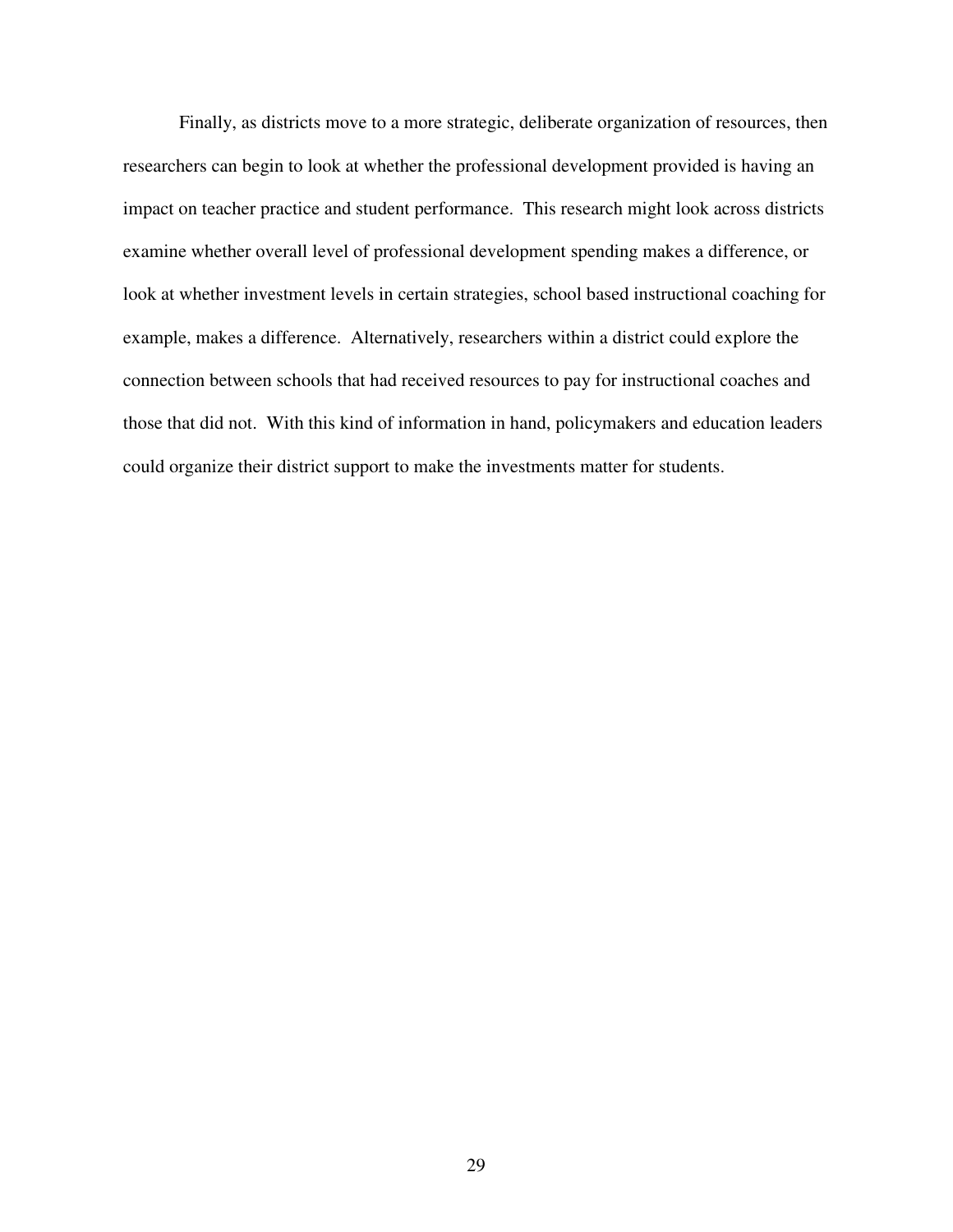Finally, as districts move to a more strategic, deliberate organization of resources, then researchers can begin to look at whether the professional development provided is having an impact on teacher practice and student performance. This research might look across districts examine whether overall level of professional development spending makes a difference, or look at whether investment levels in certain strategies, school based instructional coaching for example, makes a difference. Alternatively, researchers within a district could explore the connection between schools that had received resources to pay for instructional coaches and those that did not. With this kind of information in hand, policymakers and education leaders could organize their district support to make the investments matter for students.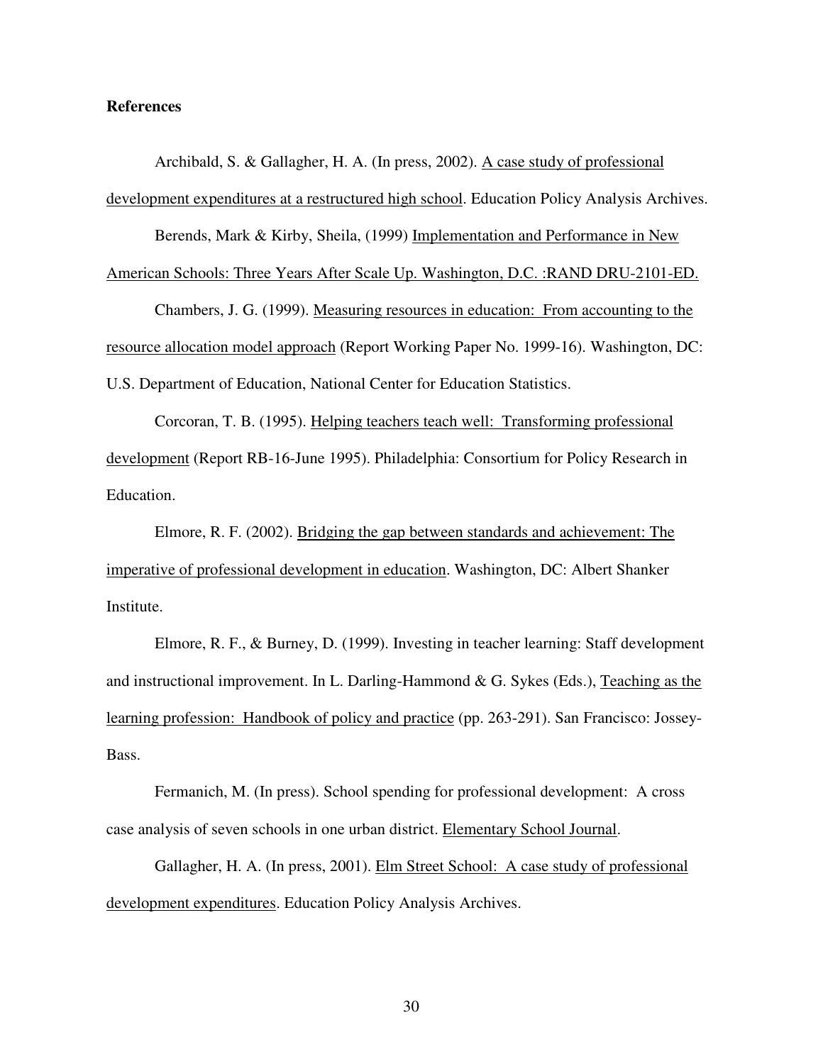**References**

Archibald, S. & Gallagher, H. A. (In press, 2002). A case study of professional development expenditures at a restructured high school. Education Policy Analysis Archives.

Berends, Mark & Kirby, Sheila, (1999) Implementation and Performance in New American Schools: Three Years After Scale Up. Washington, D.C. :RAND DRU-2101-ED.

Chambers, J. G. (1999). Measuring resources in education: From accounting to the resource allocation model approach (Report Working Paper No. 1999-16). Washington, DC: U.S. Department of Education, National Center for Education Statistics.

Corcoran, T. B. (1995). Helping teachers teach well: Transforming professional development (Report RB-16-June 1995). Philadelphia: Consortium for Policy Research in Education.

Elmore, R. F. (2002). Bridging the gap between standards and achievement: The imperative of professional development in education. Washington, DC: Albert Shanker Institute.

Elmore, R. F., & Burney, D. (1999). Investing in teacher learning: Staff development and instructional improvement. In L. Darling-Hammond & G. Sykes (Eds.), Teaching as the learning profession: Handbook of policy and practice (pp. 263-291). San Francisco: Jossey-Bass.

Fermanich, M. (In press). School spending for professional development: A cross case analysis of seven schools in one urban district. Elementary School Journal.

Gallagher, H. A. (In press, 2001). Elm Street School: A case study of professional development expenditures. Education Policy Analysis Archives.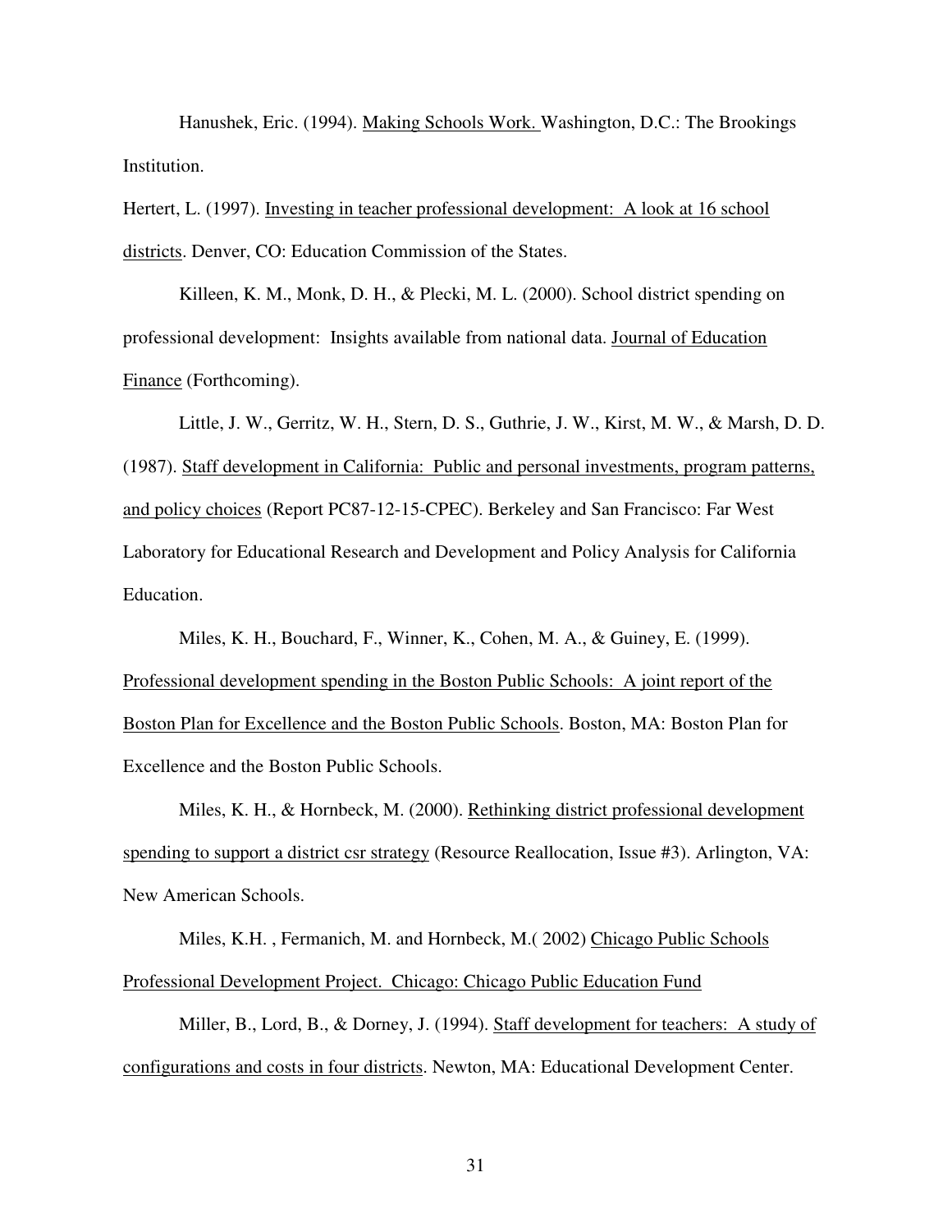Hanushek, Eric. (1994). Making Schools Work. Washington, D.C.: The Brookings Institution.

Hertert, L. (1997). Investing in teacher professional development: A look at 16 school districts. Denver, CO: Education Commission of the States.

Killeen, K. M., Monk, D. H., & Plecki, M. L. (2000). School district spending on professional development: Insights available from national data. Journal of Education Finance (Forthcoming).

Little, J. W., Gerritz, W. H., Stern, D. S., Guthrie, J. W., Kirst, M. W., & Marsh, D. D. (1987). Staff development in California: Public and personal investments, program patterns, and policy choices (Report PC87-12-15-CPEC). Berkeley and San Francisco: Far West Laboratory for Educational Research and Development and Policy Analysis for California Education.

Miles, K. H., Bouchard, F., Winner, K., Cohen, M. A., & Guiney, E. (1999). Professional development spending in the Boston Public Schools: A joint report of the Boston Plan for Excellence and the Boston Public Schools. Boston, MA: Boston Plan for Excellence and the Boston Public Schools.

Miles, K. H., & Hornbeck, M. (2000). Rethinking district professional development spending to support a district csr strategy (Resource Reallocation, Issue #3). Arlington, VA: New American Schools.

Miles, K.H. , Fermanich, M. and Hornbeck, M.( 2002) Chicago Public Schools Professional Development Project. Chicago: Chicago Public Education Fund

Miller, B., Lord, B., & Dorney, J. (1994). Staff development for teachers: A study of configurations and costs in four districts. Newton, MA: Educational Development Center.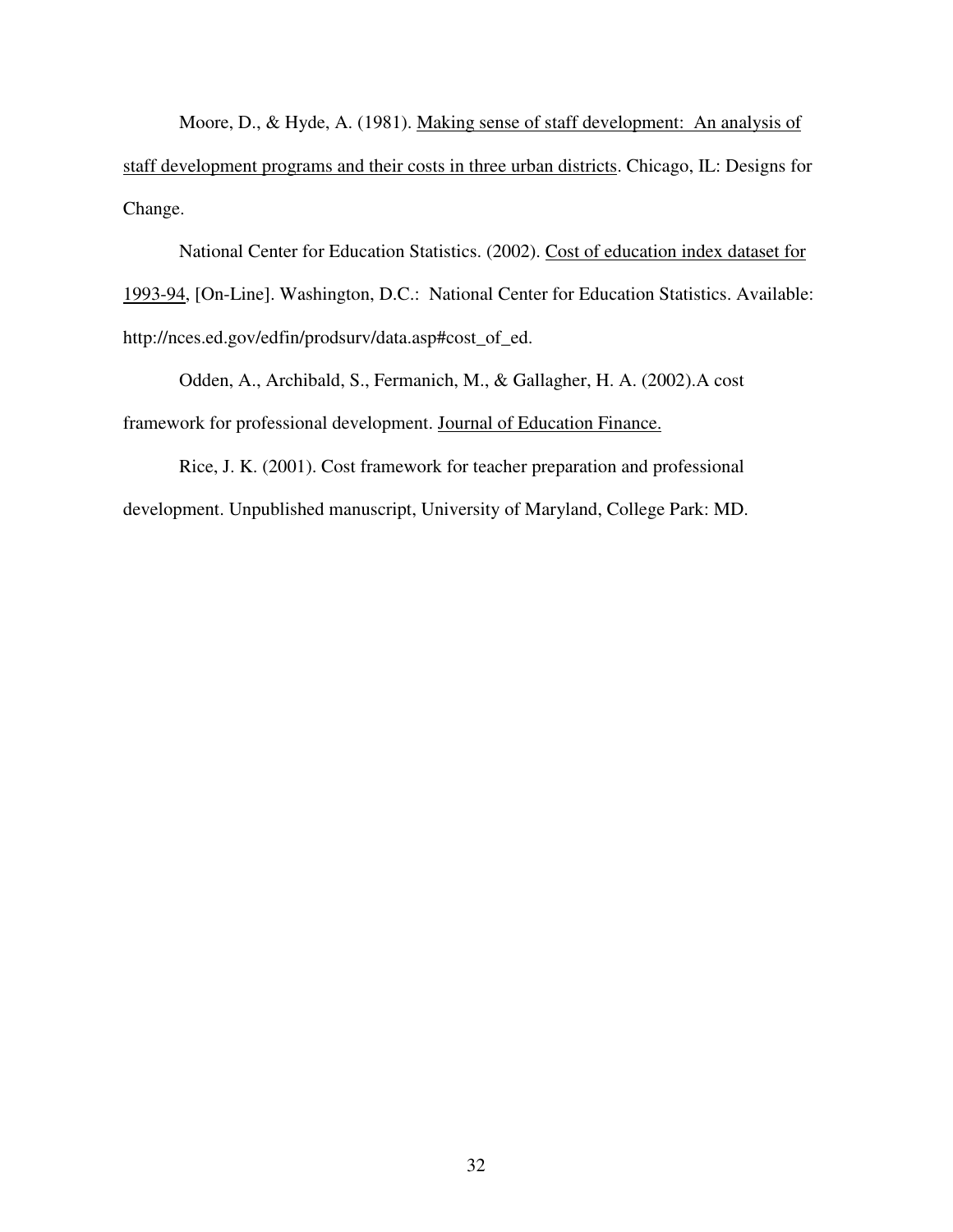Moore, D., & Hyde, A. (1981). Making sense of staff development: An analysis of staff development programs and their costs in three urban districts. Chicago, IL: Designs for Change.

National Center for Education Statistics. (2002). Cost of education index dataset for 1993-94, [On-Line]. Washington, D.C.: National Center for Education Statistics. Available: http://nces.ed.gov/edfin/prodsurv/data.asp#cost_of_ed.

Odden, A., Archibald, S., Fermanich, M., & Gallagher, H. A. (2002).A cost framework for professional development. Journal of Education Finance.

Rice, J. K. (2001). Cost framework for teacher preparation and professional development. Unpublished manuscript, University of Maryland, College Park: MD.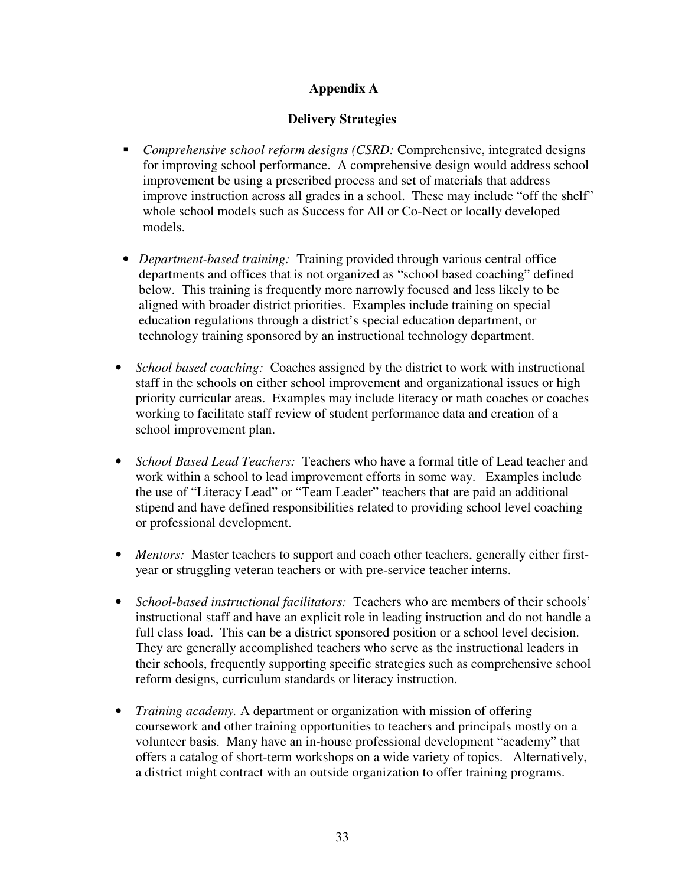# Appendix A

## Delivery Strategies

- *Comprehensive school reform designs (CSRD:* Comprehensive, integrated designs for improving school performance. A comprehensive design would address school improvement be using a prescribed process and set of materials that address improve instruction across all grades in a school. These may include "off the shelf" whole school models such as Success for All or Co-Nect or locally developed models.

- *Department-based training:* Training provided through various central office departments and offices that is not organized as "school based coaching" defined below. This training is frequently more narrowly focused and less likely to be aligned with broader district priorities. Examples include training on special education regulations through a district's special education department, or technology training sponsored by an instructional technology department.

- *School based coaching:* Coaches assigned by the district to work with instructional staff in the schools on either school improvement and organizational issues or high priority curricular areas. Examples may include literacy or math coaches or coaches working to facilitate staff review of student performance data and creation of a school improvement plan.

- *School Based Lead Teachers:* Teachers who have a formal title of Lead teacher and work within a school to lead improvement efforts in some way. Examples include the use of "Literacy Lead" or "Team Leader" teachers that are paid an additional stipend and have defined responsibilities related to providing school level coaching or professional development.

- *Mentors:* Master teachers to support and coach other teachers, generally either first-year or struggling veteran teachers or with pre-service teacher interns.

- *School-based instructional facilitators:* Teachers who are members of their schools' instructional staff and have an explicit role in leading instruction and do not handle a full class load. This can be a district sponsored position or a school level decision. They are generally accomplished teachers who serve as the instructional leaders in their schools, frequently supporting specific strategies such as comprehensive school reform designs, curriculum standards or literacy instruction.

- *Training academy.* A department or organization with mission of offering coursework and other training opportunities to teachers and principals mostly on a volunteer basis. Many have an in-house professional development "academy" that offers a catalog of short-term workshops on a wide variety of topics. Alternatively, a district might contract with an outside organization to offer training programs.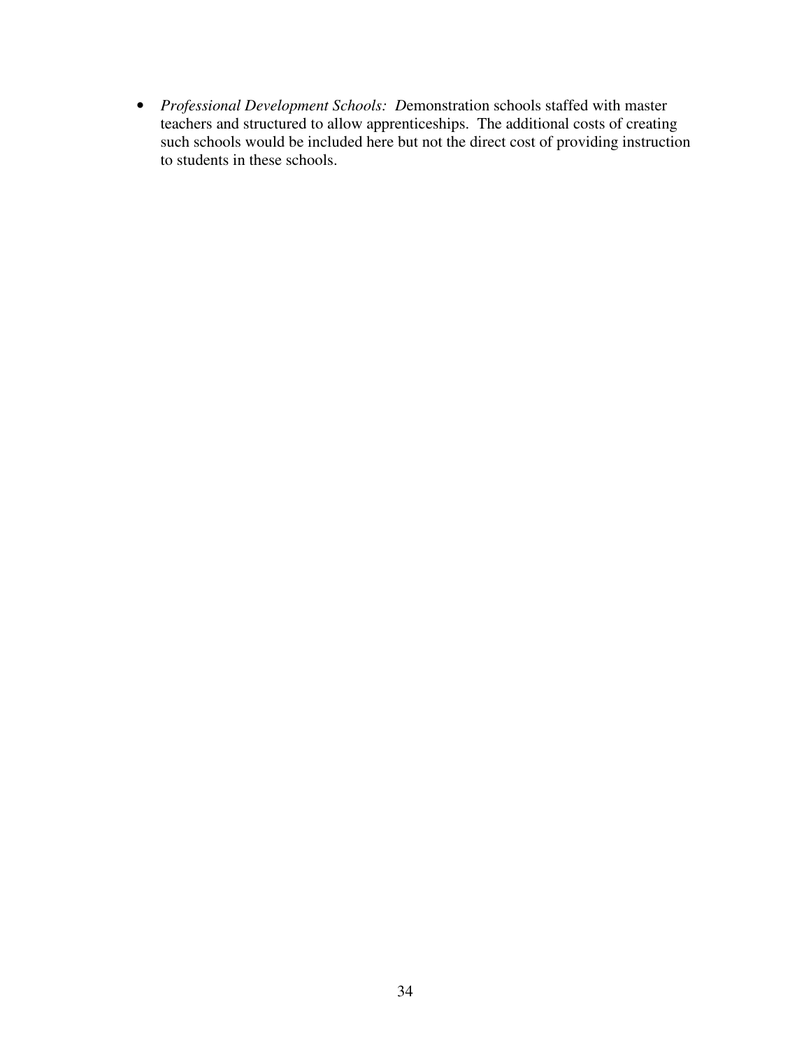- *Professional Development Schools: D*emonstration schools staffed with master teachers and structured to allow apprenticeships. The additional costs of creating such schools would be included here but not the direct cost of providing instruction to students in these schools.